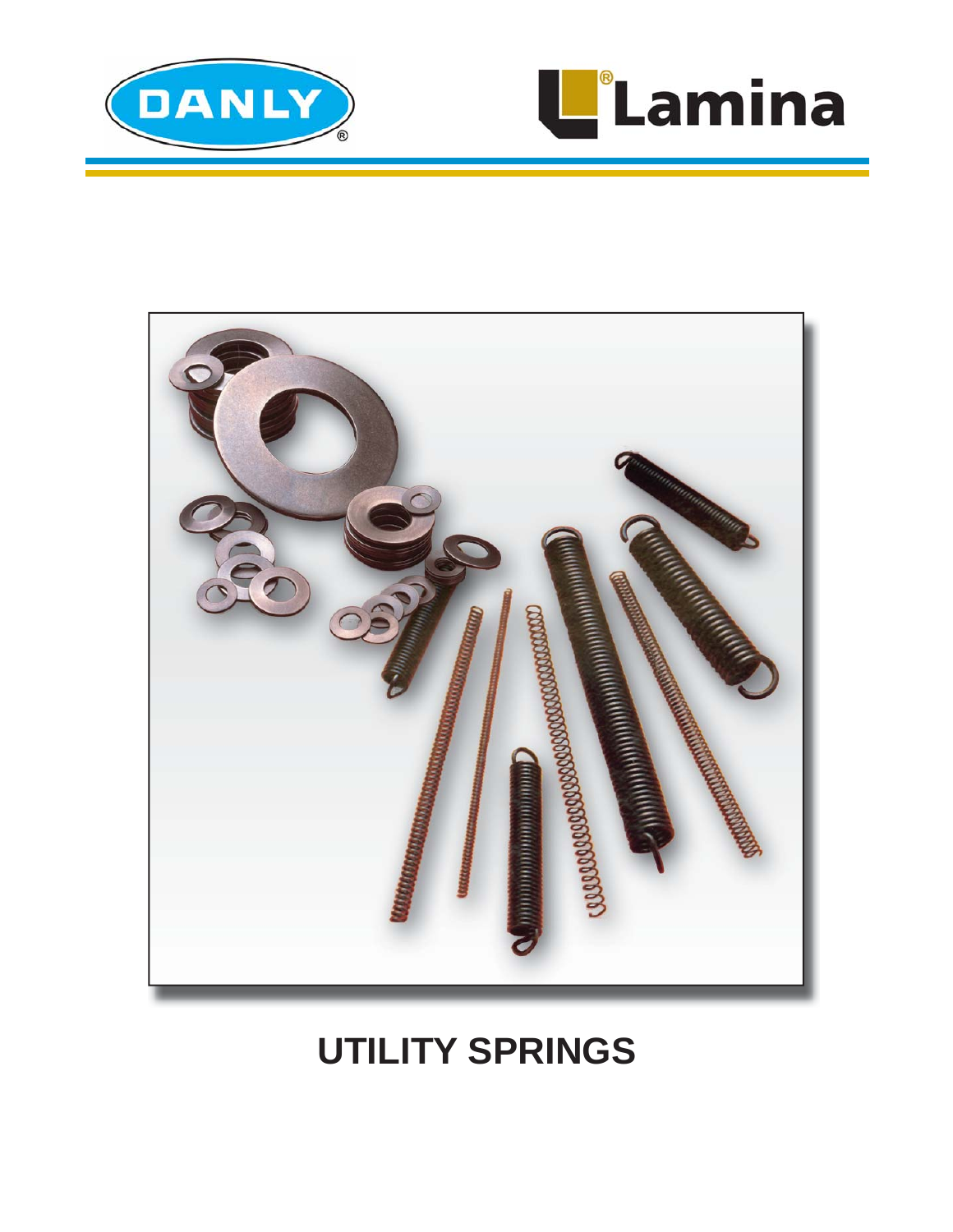DANLY®

Lamina®

# UTILITY SPRINGS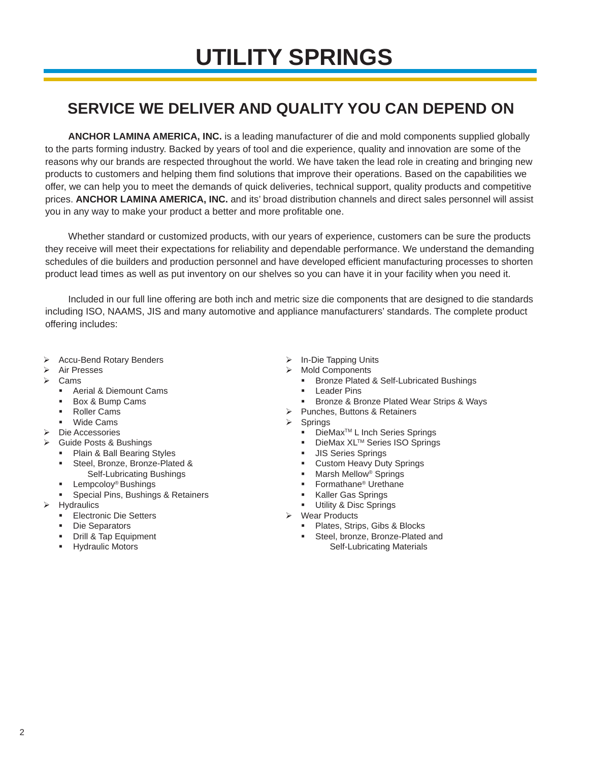# UTILITY SPRINGS

## SERVICE WE DELIVER AND QUALITY YOU CAN DEPEND ON

**ANCHOR LAMINA AMERICA, INC.** is a leading manufacturer of die and mold components supplied globally to the parts forming industry. Backed by years of tool and die experience, quality and innovation are some of the reasons why our brands are respected throughout the world. We have taken the lead role in creating and bringing new products to customers and helping them find solutions that improve their operations. Based on the capabilities we offer, we can help you to meet the demands of quick deliveries, technical support, quality products and competitive prices. **ANCHOR LAMINA AMERICA, INC.** and its' broad distribution channels and direct sales personnel will assist you in any way to make your product a better and more profitable one.

Whether standard or customized products, with our years of experience, customers can be sure the products they receive will meet their expectations for reliability and dependable performance. We understand the demanding schedules of die builders and production personnel and have developed efficient manufacturing processes to shorten product lead times as well as put inventory on our shelves so you can have it in your facility when you need it.

Included in our full line offering are both inch and metric size die components that are designed to die standards including ISO, NAAMS, JIS and many automotive and appliance manufacturers' standards. The complete product offering includes:

- Accu-Bend Rotary Benders
- Air Presses
- Cams
  - Aerial & Diemount Cams
  - Box & Bump Cams
  - Roller Cams
  - Wide Cams
- Die Accessories
- Guide Posts & Bushings
  - Plain & Ball Bearing Styles
  - Steel, Bronze, Bronze-Plated & Self-Lubricating Bushings
  - Lempcoloy® Bushings
  - Special Pins, Bushings & Retainers
- Hydraulics
  - Electronic Die Setters
  - Die Separators
  - Drill & Tap Equipment
  - Hydraulic Motors
- In-Die Tapping Units
- Mold Components
  - Bronze Plated & Self-Lubricated Bushings
  - Leader Pins
  - Bronze & Bronze Plated Wear Strips & Ways
- Punches, Buttons & Retainers
- Springs
  - DieMax™ L Inch Series Springs
  - DieMax XL™ Series ISO Springs
  - JIS Series Springs
  - Custom Heavy Duty Springs
  - Marsh Mellow® Springs
  - Formathane® Urethane
  - Kaller Gas Springs
  - Utility & Disc Springs
- Wear Products
  - Plates, Strips, Gibs & Blocks
  - Steel, bronze, Bronze-Plated and Self-Lubricating Materials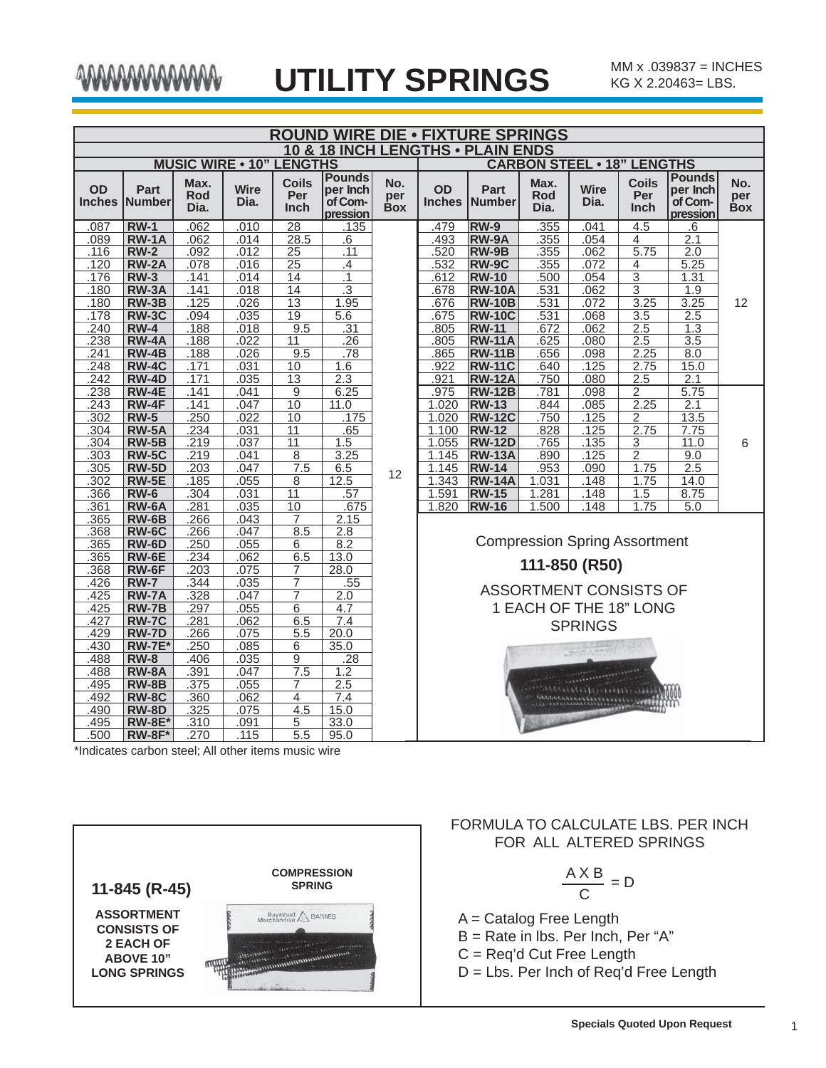# UTILITY SPRINGS

MM x .039837 = INCHES
KG X 2.20463= LBS.

## ROUND WIRE DIE • FIXTURE SPRINGS

### 10 & 18 INCH LENGTHS • PLAIN ENDS

**MUSIC WIRE • 10" LENGTHS**

| OD Inches | Part Number | Max. Rod Dia. | Wire Dia. | Coils Per Inch | Pounds per Inch of Compression | No. per Box |
|---|---|---|---|---|---|---|
| .087 | **RW-1** | .062 | .010 | 28 | .135 | 12 |
| .089 | **RW-1A** | .062 | .014 | 28.5 | .6 | 12 |
| .116 | **RW-2** | .092 | .012 | 25 | .11 | 12 |
| .120 | **RW-2A** | .078 | .016 | 25 | .4 | 12 |
| .176 | **RW-3** | .141 | .014 | 14 | .1 | 12 |
| .180 | **RW-3A** | .141 | .018 | 14 | .3 | 12 |
| .180 | **RW-3B** | .125 | .026 | 13 | 1.95 | 12 |
| .178 | **RW-3C** | .094 | .035 | 19 | 5.6 | 12 |
| .240 | **RW-4** | .188 | .018 | 9.5 | .31 | 12 |
| .238 | **RW-4A** | .188 | .022 | 11 | .26 | 12 |
| .241 | **RW-4B** | .188 | .026 | 9.5 | .78 | 12 |
| .248 | **RW-4C** | .171 | .031 | 10 | 1.6 | 12 |
| .242 | **RW-4D** | .171 | .035 | 13 | 2.3 | 12 |
| .238 | **RW-4E** | .141 | .041 | 9 | 6.25 | 12 |
| .243 | **RW-4F** | .141 | .047 | 10 | 11.0 | 12 |
| .302 | **RW-5** | .250 | .022 | 10 | .175 | 12 |
| .304 | **RW-5A** | .234 | .031 | 11 | .65 | 12 |
| .304 | **RW-5B** | .219 | .037 | 11 | 1.5 | 12 |
| .303 | **RW-5C** | .219 | .041 | 8 | 3.25 | 12 |
| .305 | **RW-5D** | .203 | .047 | 7.5 | 6.5 | 12 |
| .302 | **RW-5E** | .185 | .055 | 8 | 12.5 | 12 |
| .366 | **RW-6** | .304 | .031 | 11 | .57 | 12 |
| .361 | **RW-6A** | .281 | .035 | 10 | .675 | 12 |
| .365 | **RW-6B** | .266 | .043 | 7 | 2.15 | 12 |
| .368 | **RW-6C** | .266 | .047 | 8.5 | 2.8 | 12 |
| .365 | **RW-6D** | .250 | .055 | 6 | 8.2 | 12 |
| .365 | **RW-6E** | .234 | .062 | 6.5 | 13.0 | 12 |
| .368 | **RW-6F** | .203 | .075 | 7 | 28.0 | 12 |
| .426 | **RW-7** | .344 | .035 | 7 | .55 | 12 |
| .425 | **RW-7A** | .328 | .047 | 7 | 2.0 | 12 |
| .425 | **RW-7B** | .297 | .055 | 6 | 4.7 | 12 |
| .427 | **RW-7C** | .281 | .062 | 6.5 | 7.4 | 12 |
| .429 | **RW-7D** | .266 | .075 | 5.5 | 20.0 | 12 |
| .430 | **RW-7E*** | .250 | .085 | 6 | 35.0 | 12 |
| .488 | **RW-8** | .406 | .035 | 9 | .28 | 12 |
| .488 | **RW-8A** | .391 | .047 | 7.5 | 1.2 | 12 |
| .495 | **RW-8B** | .375 | .055 | 7 | 2.5 | 12 |
| .492 | **RW-8C** | .360 | .062 | 4 | 7.4 | 12 |
| .490 | **RW-8D** | .325 | .075 | 4.5 | 15.0 | 12 |
| .495 | **RW-8E*** | .310 | .091 | 5 | 33.0 | 12 |
| .500 | **RW-8F*** | .270 | .115 | 5.5 | 95.0 | 12 |

*Indicates carbon steel; All other items music wire

**CARBON STEEL • 18" LENGTHS**

| OD Inches | Part Number | Max. Rod Dia. | Wire Dia. | Coils Per Inch | Pounds per Inch of Compression | No. per Box |
|---|---|---|---|---|---|---|
| .479 | **RW-9** | .355 | .041 | 4.5 | .6 | 12 |
| .493 | **RW-9A** | .355 | .054 | 4 | 2.1 | 12 |
| .520 | **RW-9B** | .355 | .062 | 5.75 | 2.0 | 12 |
| .532 | **RW-9C** | .355 | .072 | 4 | 5.25 | 12 |
| .612 | **RW-10** | .500 | .054 | 3 | 1.31 | 12 |
| .678 | **RW-10A** | .531 | .062 | 3 | 1.9 | 12 |
| .676 | **RW-10B** | .531 | .072 | 3.25 | 3.25 | 12 |
| .675 | **RW-10C** | .531 | .068 | 3.5 | 2.5 | 12 |
| .805 | **RW-11** | .672 | .062 | 2.5 | 1.3 | 12 |
| .805 | **RW-11A** | .625 | .080 | 2.5 | 3.5 | 12 |
| .865 | **RW-11B** | .656 | .098 | 2.25 | 8.0 | 12 |
| .922 | **RW-11C** | .640 | .125 | 2.75 | 15.0 | 12 |
| .921 | **RW-12A** | .750 | .080 | 2.5 | 2.1 | 12 |
| .975 | **RW-12B** | .781 | .098 | 2 | 5.75 | 6 |
| 1.020 | **RW-13** | .844 | .085 | 2.25 | 2.1 | 6 |
| 1.020 | **RW-12C** | .750 | .125 | 2 | 13.5 | 6 |
| 1.100 | **RW-12** | .828 | .125 | 2.75 | 7.75 | 6 |
| 1.055 | **RW-12D** | .765 | .135 | 3 | 11.0 | 6 |
| 1.145 | **RW-13A** | .890 | .125 | 2 | 9.0 | 6 |
| 1.145 | **RW-14** | .953 | .090 | 1.75 | 2.5 | 6 |
| 1.343 | **RW-14A** | 1.031 | .148 | 1.75 | 14.0 | 6 |
| 1.591 | **RW-15** | 1.281 | .148 | 1.5 | 8.75 | 6 |
| 1.820 | **RW-16** | 1.500 | .148 | 1.75 | 5.0 | 6 |

Compression Spring Assortment

**111-850 (R50)**

ASSORTMENT CONSISTS OF 1 EACH OF THE 18" LONG SPRINGS

**11-845 (R-45)**

**ASSORTMENT CONSISTS OF 2 EACH OF ABOVE 10" LONG SPRINGS**

**COMPRESSION SPRING**

FORMULA TO CALCULATE LBS. PER INCH FOR ALL ALTERED SPRINGS

$$\frac{A \times B}{C} = D$$

A = Catalog Free Length
B = Rate in lbs. Per Inch, Per "A"
C = Req'd Cut Free Length
D = Lbs. Per Inch of Req'd Free Length

**Specials Quoted Upon Request**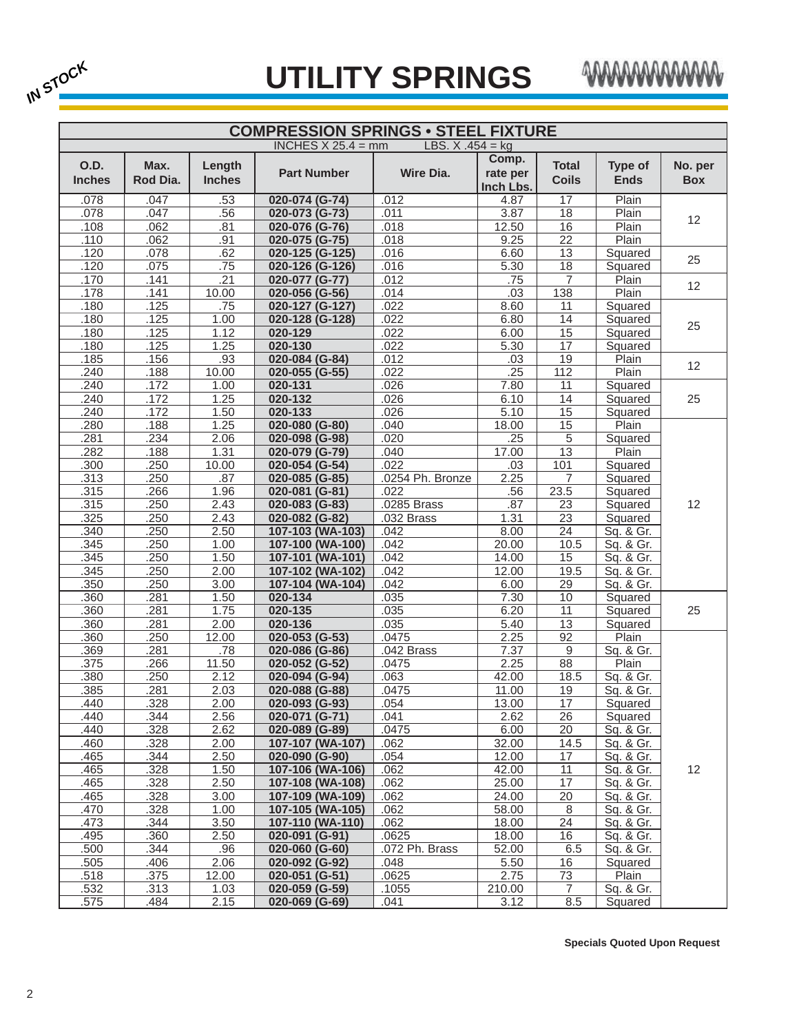IN STOCK

# UTILITY SPRINGS

| COMPRESSION SPRINGS • STEEL FIXTURE | | | | | | | | |
|---|---|---|---|---|---|---|---|---|
| INCHES X 25.4 = mm LBS. X .454 = kg | | | | | | | | |
| **O.D. Inches** | **Max. Rod Dia.** | **Length Inches** | **Part Number** | **Wire Dia.** | **Comp. rate per Inch Lbs.** | **Total Coils** | **Type of Ends** | **No. per Box** |
| .078 | .047 | .53 | **020-074 (G-74)** | .012 | 4.87 | 17 | Plain | 12 |
| .078 | .047 | .56 | **020-073 (G-73)** | .011 | 3.87 | 18 | Plain | |
| .108 | .062 | .81 | **020-076 (G-76)** | .018 | 12.50 | 16 | Plain | |
| .110 | .062 | .91 | **020-075 (G-75)** | .018 | 9.25 | 22 | Plain | |
| .120 | .078 | .62 | **020-125 (G-125)** | .016 | 6.60 | 13 | Squared | 25 |
| .120 | .075 | .75 | **020-126 (G-126)** | .016 | 5.30 | 18 | Squared | |
| .170 | .141 | .21 | **020-077 (G-77)** | .012 | .75 | 7 | Plain | 12 |
| .178 | .141 | 10.00 | **020-056 (G-56)** | .014 | .03 | 138 | Plain | |
| .180 | .125 | .75 | **020-127 (G-127)** | .022 | 8.60 | 11 | Squared | 25 |
| .180 | .125 | 1.00 | **020-128 (G-128)** | .022 | 6.80 | 14 | Squared | |
| .180 | .125 | 1.12 | **020-129** | .022 | 6.00 | 15 | Squared | |
| .180 | .125 | 1.25 | **020-130** | .022 | 5.30 | 17 | Squared | |
| .185 | .156 | .93 | **020-084 (G-84)** | .012 | .03 | 19 | Plain | 12 |
| .240 | .188 | 10.00 | **020-055 (G-55)** | .022 | .25 | 112 | Plain | |
| .240 | .172 | 1.00 | **020-131** | .026 | 7.80 | 11 | Squared | 25 |
| .240 | .172 | 1.25 | **020-132** | .026 | 6.10 | 14 | Squared | |
| .240 | .172 | 1.50 | **020-133** | .026 | 5.10 | 15 | Squared | |
| .280 | .188 | 1.25 | **020-080 (G-80)** | .040 | 18.00 | 15 | Plain | 12 |
| .281 | .234 | 2.06 | **020-098 (G-98)** | .020 | .25 | 5 | Squared | |
| .282 | .188 | 1.31 | **020-079 (G-79)** | .040 | 17.00 | 13 | Plain | |
| .300 | .250 | 10.00 | **020-054 (G-54)** | .022 | .03 | 101 | Squared | |
| .313 | .250 | .87 | **020-085 (G-85)** | .0254 Ph. Bronze | 2.25 | 7 | Squared | |
| .315 | .266 | 1.96 | **020-081 (G-81)** | .022 | .56 | 23.5 | Squared | |
| .315 | .250 | 2.43 | **020-083 (G-83)** | .0285 Brass | .87 | 23 | Squared | |
| .325 | .250 | 2.43 | **020-082 (G-82)** | .032 Brass | 1.31 | 23 | Squared | |
| .340 | .250 | 2.50 | **107-103 (WA-103)** | .042 | 8.00 | 24 | Sq. & Gr. | |
| .345 | .250 | 1.00 | **107-100 (WA-100)** | .042 | 20.00 | 10.5 | Sq. & Gr. | |
| .345 | .250 | 1.50 | **107-101 (WA-101)** | .042 | 14.00 | 15 | Sq. & Gr. | |
| .345 | .250 | 2.00 | **107-102 (WA-102)** | .042 | 12.00 | 19.5 | Sq. & Gr. | |
| .350 | .250 | 3.00 | **107-104 (WA-104)** | .042 | 6.00 | 29 | Sq. & Gr. | |
| .360 | .281 | 1.50 | **020-134** | .035 | 7.30 | 10 | Squared | 25 |
| .360 | .281 | 1.75 | **020-135** | .035 | 6.20 | 11 | Squared | |
| .360 | .281 | 2.00 | **020-136** | .035 | 5.40 | 13 | Squared | |
| .360 | .250 | 12.00 | **020-053 (G-53)** | .0475 | 2.25 | 92 | Plain | 12 |
| .369 | .281 | .78 | **020-086 (G-86)** | .042 Brass | 7.37 | 9 | Sq. & Gr. | |
| .375 | .266 | 11.50 | **020-052 (G-52)** | .0475 | 2.25 | 88 | Plain | |
| .380 | .250 | 2.12 | **020-094 (G-94)** | .063 | 42.00 | 18.5 | Sq. & Gr. | |
| .385 | .281 | 2.03 | **020-088 (G-88)** | .0475 | 11.00 | 19 | Sq. & Gr. | |
| .440 | .328 | 2.00 | **020-093 (G-93)** | .054 | 13.00 | 17 | Squared | |
| .440 | .344 | 2.56 | **020-071 (G-71)** | .041 | 2.62 | 26 | Squared | |
| .440 | .328 | 2.62 | **020-089 (G-89)** | .0475 | 6.00 | 20 | Sq. & Gr. | |
| .460 | .328 | 2.00 | **107-107 (WA-107)** | .062 | 32.00 | 14.5 | Sq. & Gr. | |
| .465 | .344 | 2.50 | **020-090 (G-90)** | .054 | 12.00 | 17 | Sq. & Gr. | |
| .465 | .328 | 1.50 | **107-106 (WA-106)** | .062 | 42.00 | 11 | Sq. & Gr. | |
| .465 | .328 | 2.50 | **107-108 (WA-108)** | .062 | 25.00 | 17 | Sq. & Gr. | |
| .465 | .328 | 3.00 | **107-109 (WA-109)** | .062 | 24.00 | 20 | Sq. & Gr. | |
| .470 | .328 | 1.00 | **107-105 (WA-105)** | .062 | 58.00 | 8 | Sq. & Gr. | |
| .473 | .344 | 3.50 | **107-110 (WA-110)** | .062 | 18.00 | 24 | Sq. & Gr. | |
| .495 | .360 | 2.50 | **020-091 (G-91)** | .0625 | 18.00 | 16 | Sq. & Gr. | |
| .500 | .344 | .96 | **020-060 (G-60)** | .072 Ph. Brass | 52.00 | 6.5 | Sq. & Gr. | |
| .505 | .406 | 2.06 | **020-092 (G-92)** | .048 | 5.50 | 16 | Squared | |
| .518 | .375 | 12.00 | **020-051 (G-51)** | .0625 | 2.75 | 73 | Plain | |
| .532 | .313 | 1.03 | **020-059 (G-59)** | .1055 | 210.00 | 7 | Sq. & Gr. | |
| .575 | .484 | 2.15 | **020-069 (G-69)** | .041 | 3.12 | 8.5 | Squared | |

**Specials Quoted Upon Request**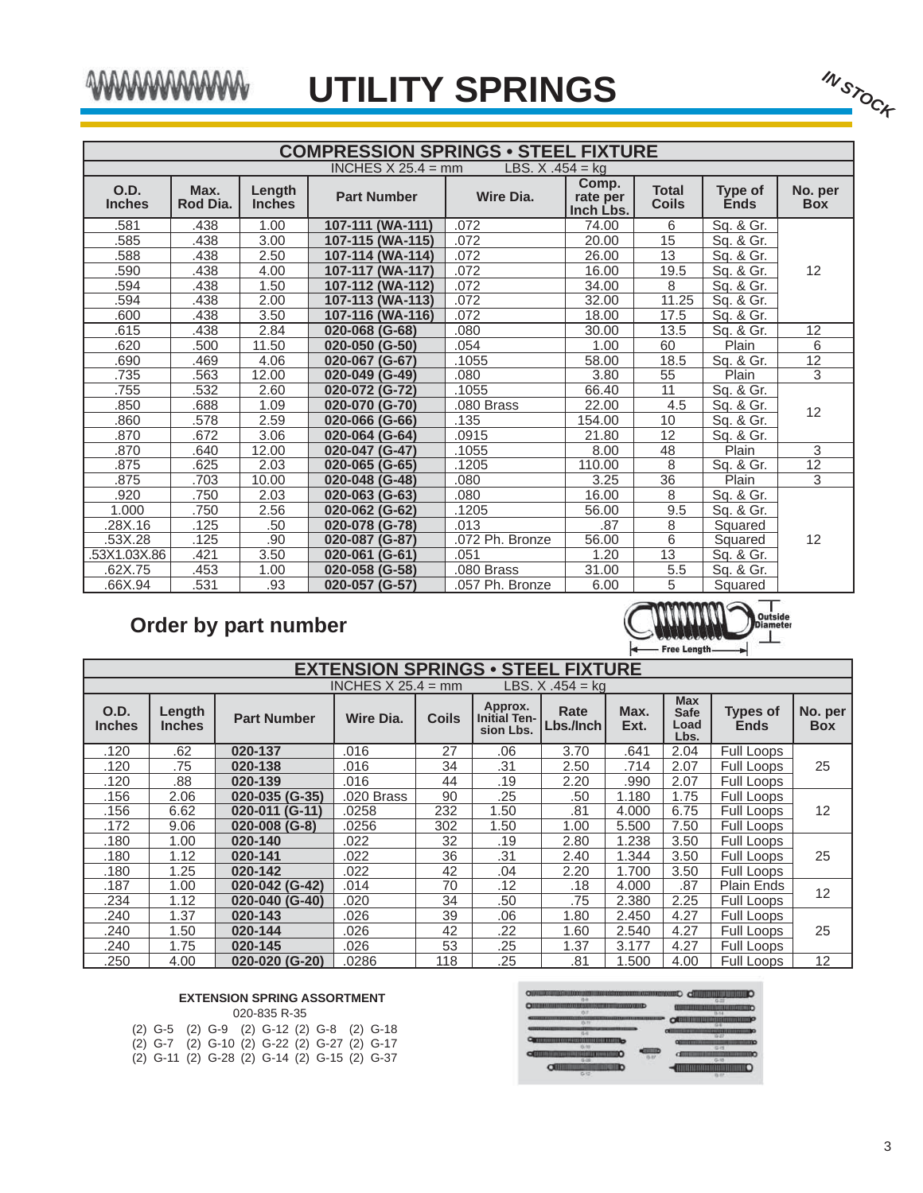# UTILITY SPRINGS

IN STOCK

| COMPRESSION SPRINGS • STEEL FIXTURE | | | | | | | | |
|---|---|---|---|---|---|---|---|---|
| INCHES X 25.4 = mm LBS. X .454 = kg | | | | | | | | |
| O.D. Inches | Max. Rod Dia. | Length Inches | Part Number | Wire Dia. | Comp. rate per Inch Lbs. | Total Coils | Type of Ends | No. per Box |
| .581 | .438 | 1.00 | 107-111 (WA-111) | .072 | 74.00 | 6 | Sq. & Gr. | 12 |
| .585 | .438 | 3.00 | 107-115 (WA-115) | .072 | 20.00 | 15 | Sq. & Gr. | |
| .588 | .438 | 2.50 | 107-114 (WA-114) | .072 | 26.00 | 13 | Sq. & Gr. | |
| .590 | .438 | 4.00 | 107-117 (WA-117) | .072 | 16.00 | 19.5 | Sq. & Gr. | |
| .594 | .438 | 1.50 | 107-112 (WA-112) | .072 | 34.00 | 8 | Sq. & Gr. | |
| .594 | .438 | 2.00 | 107-113 (WA-113) | .072 | 32.00 | 11.25 | Sq. & Gr. | |
| .600 | .438 | 3.50 | 107-116 (WA-116) | .072 | 18.00 | 17.5 | Sq. & Gr. | |
| .615 | .438 | 2.84 | 020-068 (G-68) | .080 | 30.00 | 13.5 | Sq. & Gr. | 12 |
| .620 | .500 | 11.50 | 020-050 (G-50) | .054 | 1.00 | 60 | Plain | 6 |
| .690 | .469 | 4.06 | 020-067 (G-67) | .1055 | 58.00 | 18.5 | Sq. & Gr. | 12 |
| .735 | .563 | 12.00 | 020-049 (G-49) | .080 | 3.80 | 55 | Plain | 3 |
| .755 | .532 | 2.60 | 020-072 (G-72) | .1055 | 66.40 | 11 | Sq. & Gr. | 12 |
| .850 | .688 | 1.09 | 020-070 (G-70) | .080 Brass | 22.00 | 4.5 | Sq. & Gr. | |
| .860 | .578 | 2.59 | 020-066 (G-66) | .135 | 154.00 | 10 | Sq. & Gr. | |
| .870 | .672 | 3.06 | 020-064 (G-64) | .0915 | 21.80 | 12 | Sq. & Gr. | |
| .870 | .640 | 12.00 | 020-047 (G-47) | .1055 | 8.00 | 48 | Plain | 3 |
| .875 | .625 | 2.03 | 020-065 (G-65) | .1205 | 110.00 | 8 | Sq. & Gr. | 12 |
| .875 | .703 | 10.00 | 020-048 (G-48) | .080 | 3.25 | 36 | Plain | 3 |
| .920 | .750 | 2.03 | 020-063 (G-63) | .080 | 16.00 | 8 | Sq. & Gr. | 12 |
| 1.000 | .750 | 2.56 | 020-062 (G-62) | .1205 | 56.00 | 9.5 | Sq. & Gr. | |
| .28X.16 | .125 | .50 | 020-078 (G-78) | .013 | .87 | 8 | Squared | |
| .53X.28 | .125 | .90 | 020-087 (G-87) | .072 Ph. Bronze | 56.00 | 6 | Squared | |
| .53X1.03X.86 | .421 | 3.50 | 020-061 (G-61) | .051 | 1.20 | 13 | Sq. & Gr. | |
| .62X.75 | .453 | 1.00 | 020-058 (G-58) | .080 Brass | 31.00 | 5.5 | Sq. & Gr. | |
| .66X.94 | .531 | .93 | 020-057 (G-57) | .057 Ph. Bronze | 6.00 | 5 | Squared | |

## Order by part number

Outside Diameter
Free Length

| EXTENSION SPRINGS • STEEL FIXTURE | | | | | | | | | | |
|---|---|---|---|---|---|---|---|---|---|---|
| INCHES X 25.4 = mm LBS. X .454 = kg | | | | | | | | | | |
| O.D. Inches | Length Inches | Part Number | Wire Dia. | Coils | Approx. Initial Tension Lbs. | Rate Lbs./Inch | Max. Ext. | Max Safe Load Lbs. | Types of Ends | No. per Box |
| .120 | .62 | 020-137 | .016 | 27 | .06 | 3.70 | .641 | 2.04 | Full Loops | 25 |
| .120 | .75 | 020-138 | .016 | 34 | .31 | 2.50 | .714 | 2.07 | Full Loops | |
| .120 | .88 | 020-139 | .016 | 44 | .19 | 2.20 | .990 | 2.07 | Full Loops | |
| .156 | 2.06 | 020-035 (G-35) | .020 Brass | 90 | .25 | .50 | 1.180 | 1.75 | Full Loops | 12 |
| .156 | 6.62 | 020-011 (G-11) | .0258 | 232 | 1.50 | .81 | 4.000 | 6.75 | Full Loops | |
| .172 | 9.06 | 020-008 (G-8) | .0256 | 302 | 1.50 | 1.00 | 5.500 | 7.50 | Full Loops | |
| .180 | 1.00 | 020-140 | .022 | 32 | .19 | 2.80 | 1.238 | 3.50 | Full Loops | 25 |
| .180 | 1.12 | 020-141 | .022 | 36 | .31 | 2.40 | 1.344 | 3.50 | Full Loops | |
| .180 | 1.25 | 020-142 | .022 | 42 | .04 | 2.20 | 1.700 | 3.50 | Full Loops | |
| .187 | 1.00 | 020-042 (G-42) | .014 | 70 | .12 | .18 | 4.000 | .87 | Plain Ends | 12 |
| .234 | 1.12 | 020-040 (G-40) | .020 | 34 | .50 | .75 | 2.380 | 2.25 | Full Loops | |
| .240 | 1.37 | 020-143 | .026 | 39 | .06 | 1.80 | 2.450 | 4.27 | Full Loops | 25 |
| .240 | 1.50 | 020-144 | .026 | 42 | .22 | 1.60 | 2.540 | 4.27 | Full Loops | |
| .240 | 1.75 | 020-145 | .026 | 53 | .25 | 1.37 | 3.177 | 4.27 | Full Loops | |
| .250 | 4.00 | 020-020 (G-20) | .0286 | 118 | .25 | .81 | 1.500 | 4.00 | Full Loops | 12 |

**EXTENSION SPRING ASSORTMENT**

020-835 R-35

(2) G-5 (2) G-9 (2) G-12 (2) G-8 (2) G-18
(2) G-7 (2) G-10 (2) G-22 (2) G-27 (2) G-17
(2) G-11 (2) G-28 (2) G-14 (2) G-15 (2) G-37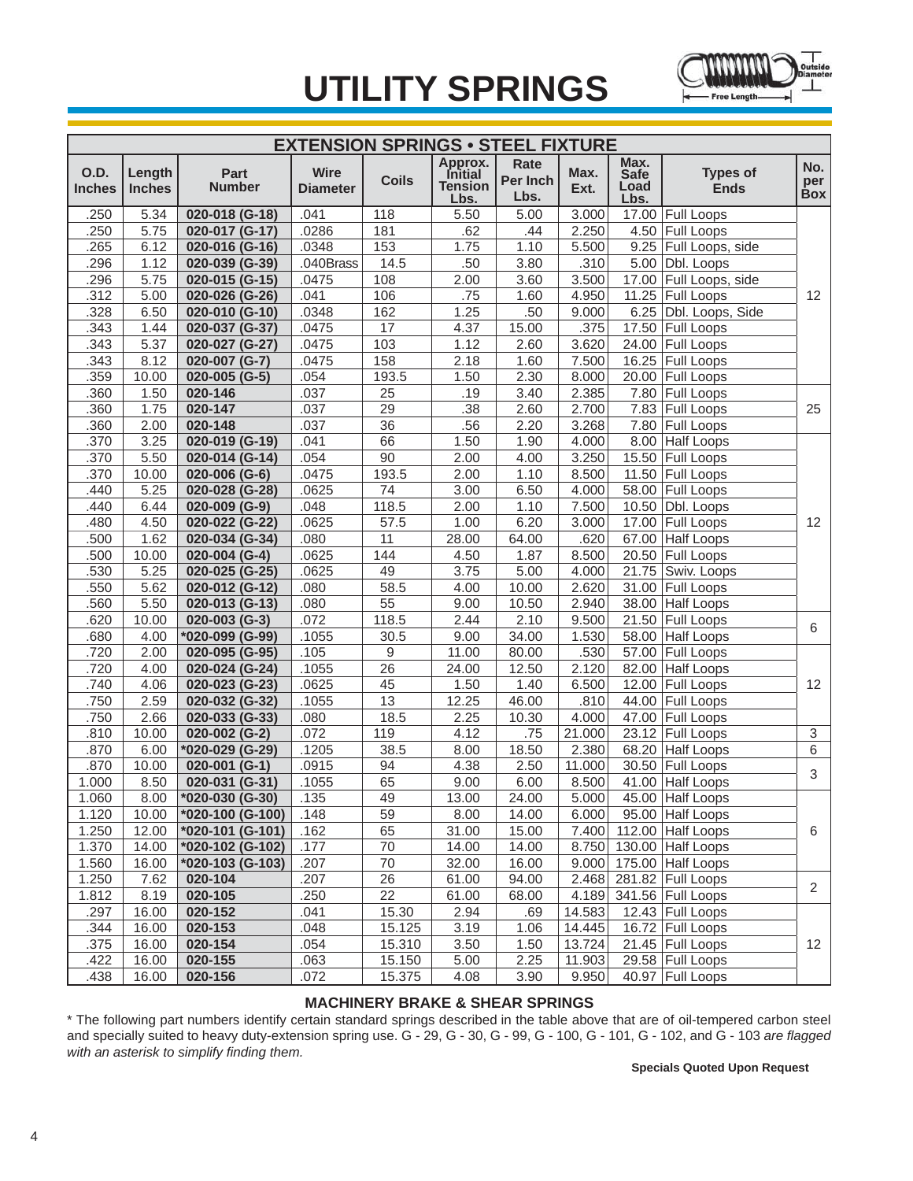# UTILITY SPRINGS

| EXTENSION SPRINGS • STEEL FIXTURE | | | | | | | | | | |
|---|---|---|---|---|---|---|---|---|---|---|
| O.D. Inches | Length Inches | Part Number | Wire Diameter | Coils | Approx. Initial Tension Lbs. | Rate Per Inch Lbs. | Max. Ext. | Max. Safe Load Lbs. | Types of Ends | No. per Box |
| .250 | 5.34 | 020-018 (G-18) | .041 | 118 | 5.50 | 5.00 | 3.000 | 17.00 | Full Loops | 12 |
| .250 | 5.75 | 020-017 (G-17) | .0286 | 181 | .62 | .44 | 2.250 | 4.50 | Full Loops | |
| .265 | 6.12 | 020-016 (G-16) | .0348 | 153 | 1.75 | 1.10 | 5.500 | 9.25 | Full Loops, side | |
| .296 | 1.12 | 020-039 (G-39) | .040Brass | 14.5 | .50 | 3.80 | .310 | 5.00 | Dbl. Loops | |
| .296 | 5.75 | 020-015 (G-15) | .0475 | 108 | 2.00 | 3.60 | 3.500 | 17.00 | Full Loops, side | |
| .312 | 5.00 | 020-026 (G-26) | .041 | 106 | .75 | 1.60 | 4.950 | 11.25 | Full Loops | |
| .328 | 6.50 | 020-010 (G-10) | .0348 | 162 | 1.25 | .50 | 9.000 | 6.25 | Dbl. Loops, Side | |
| .343 | 1.44 | 020-037 (G-37) | .0475 | 17 | 4.37 | 15.00 | .375 | 17.50 | Full Loops | |
| .343 | 5.37 | 020-027 (G-27) | .0475 | 103 | 1.12 | 2.60 | 3.620 | 24.00 | Full Loops | |
| .343 | 8.12 | 020-007 (G-7) | .0475 | 158 | 2.18 | 1.60 | 7.500 | 16.25 | Full Loops | |
| .359 | 10.00 | 020-005 (G-5) | .054 | 193.5 | 1.50 | 2.30 | 8.000 | 20.00 | Full Loops | |
| .360 | 1.50 | 020-146 | .037 | 25 | .19 | 3.40 | 2.385 | 7.80 | Full Loops | 25 |
| .360 | 1.75 | 020-147 | .037 | 29 | .38 | 2.60 | 2.700 | 7.83 | Full Loops | |
| .360 | 2.00 | 020-148 | .037 | 36 | .56 | 2.20 | 3.268 | 7.80 | Full Loops | |
| .370 | 3.25 | 020-019 (G-19) | .041 | 66 | 1.50 | 1.90 | 4.000 | 8.00 | Half Loops | 12 |
| .370 | 5.50 | 020-014 (G-14) | .054 | 90 | 2.00 | 4.00 | 3.250 | 15.50 | Full Loops | |
| .370 | 10.00 | 020-006 (G-6) | .0475 | 193.5 | 2.00 | 1.10 | 8.500 | 11.50 | Full Loops | |
| .440 | 5.25 | 020-028 (G-28) | .0625 | 74 | 3.00 | 6.50 | 4.000 | 58.00 | Full Loops | |
| .440 | 6.44 | 020-009 (G-9) | .048 | 118.5 | 2.00 | 1.10 | 7.500 | 10.50 | Dbl. Loops | |
| .480 | 4.50 | 020-022 (G-22) | .0625 | 57.5 | 1.00 | 6.20 | 3.000 | 17.00 | Full Loops | |
| .500 | 1.62 | 020-034 (G-34) | .080 | 11 | 28.00 | 64.00 | .620 | 67.00 | Half Loops | |
| .500 | 10.00 | 020-004 (G-4) | .0625 | 144 | 4.50 | 1.87 | 8.500 | 20.50 | Full Loops | |
| .530 | 5.25 | 020-025 (G-25) | .0625 | 49 | 3.75 | 5.00 | 4.000 | 21.75 | Swiv. Loops | |
| .550 | 5.62 | 020-012 (G-12) | .080 | 58.5 | 4.00 | 10.00 | 2.620 | 31.00 | Full Loops | |
| .560 | 5.50 | 020-013 (G-13) | .080 | 55 | 9.00 | 10.50 | 2.940 | 38.00 | Half Loops | |
| .620 | 10.00 | 020-003 (G-3) | .072 | 118.5 | 2.44 | 2.10 | 9.500 | 21.50 | Full Loops | 6 |
| .680 | 4.00 | *020-099 (G-99) | .1055 | 30.5 | 9.00 | 34.00 | 1.530 | 58.00 | Half Loops | |
| .720 | 2.00 | 020-095 (G-95) | .105 | 9 | 11.00 | 80.00 | .530 | 57.00 | Full Loops | 12 |
| .720 | 4.00 | 020-024 (G-24) | .1055 | 26 | 24.00 | 12.50 | 2.120 | 82.00 | Half Loops | |
| .740 | 4.06 | 020-023 (G-23) | .0625 | 45 | 1.50 | 1.40 | 6.500 | 12.00 | Full Loops | |
| .750 | 2.59 | 020-032 (G-32) | .1055 | 13 | 12.25 | 46.00 | .810 | 44.00 | Full Loops | |
| .750 | 2.66 | 020-033 (G-33) | .080 | 18.5 | 2.25 | 10.30 | 4.000 | 47.00 | Full Loops | |
| .810 | 10.00 | 020-002 (G-2) | .072 | 119 | 4.12 | .75 | 21.000 | 23.12 | Full Loops | 3 |
| .870 | 6.00 | *020-029 (G-29) | .1205 | 38.5 | 8.00 | 18.50 | 2.380 | 68.20 | Half Loops | 6 |
| .870 | 10.00 | 020-001 (G-1) | .0915 | 94 | 4.38 | 2.50 | 11.000 | 30.50 | Full Loops | 3 |
| 1.000 | 8.50 | 020-031 (G-31) | .1055 | 65 | 9.00 | 6.00 | 8.500 | 41.00 | Half Loops | |
| 1.060 | 8.00 | *020-030 (G-30) | .135 | 49 | 13.00 | 24.00 | 5.000 | 45.00 | Half Loops | 6 |
| 1.120 | 10.00 | *020-100 (G-100) | .148 | 59 | 8.00 | 14.00 | 6.000 | 95.00 | Half Loops | |
| 1.250 | 12.00 | *020-101 (G-101) | .162 | 65 | 31.00 | 15.00 | 7.400 | 112.00 | Half Loops | |
| 1.370 | 14.00 | *020-102 (G-102) | .177 | 70 | 14.00 | 14.00 | 8.750 | 130.00 | Half Loops | |
| 1.560 | 16.00 | *020-103 (G-103) | .207 | 70 | 32.00 | 16.00 | 9.000 | 175.00 | Half Loops | |
| 1.250 | 7.62 | 020-104 | .207 | 26 | 61.00 | 94.00 | 2.468 | 281.82 | Full Loops | 2 |
| 1.812 | 8.19 | 020-105 | .250 | 22 | 61.00 | 68.00 | 4.189 | 341.56 | Full Loops | |
| .297 | 16.00 | 020-152 | .041 | 15.30 | 2.94 | .69 | 14.583 | 12.43 | Full Loops | 12 |
| .344 | 16.00 | 020-153 | .048 | 15.125 | 3.19 | 1.06 | 14.445 | 16.72 | Full Loops | |
| .375 | 16.00 | 020-154 | .054 | 15.310 | 3.50 | 1.50 | 13.724 | 21.45 | Full Loops | |
| .422 | 16.00 | 020-155 | .063 | 15.150 | 5.00 | 2.25 | 11.903 | 29.58 | Full Loops | |
| .438 | 16.00 | 020-156 | .072 | 15.375 | 4.08 | 3.90 | 9.950 | 40.97 | Full Loops | |

### MACHINERY BRAKE & SHEAR SPRINGS

* The following part numbers identify certain standard springs described in the table above that are of oil-tempered carbon steel and specially suited to heavy duty-extension spring use. G - 29, G - 30, G - 99, G - 100, G - 101, G - 102, and G - 103 *are flagged with an asterisk to simplify finding them.*

**Specials Quoted Upon Request**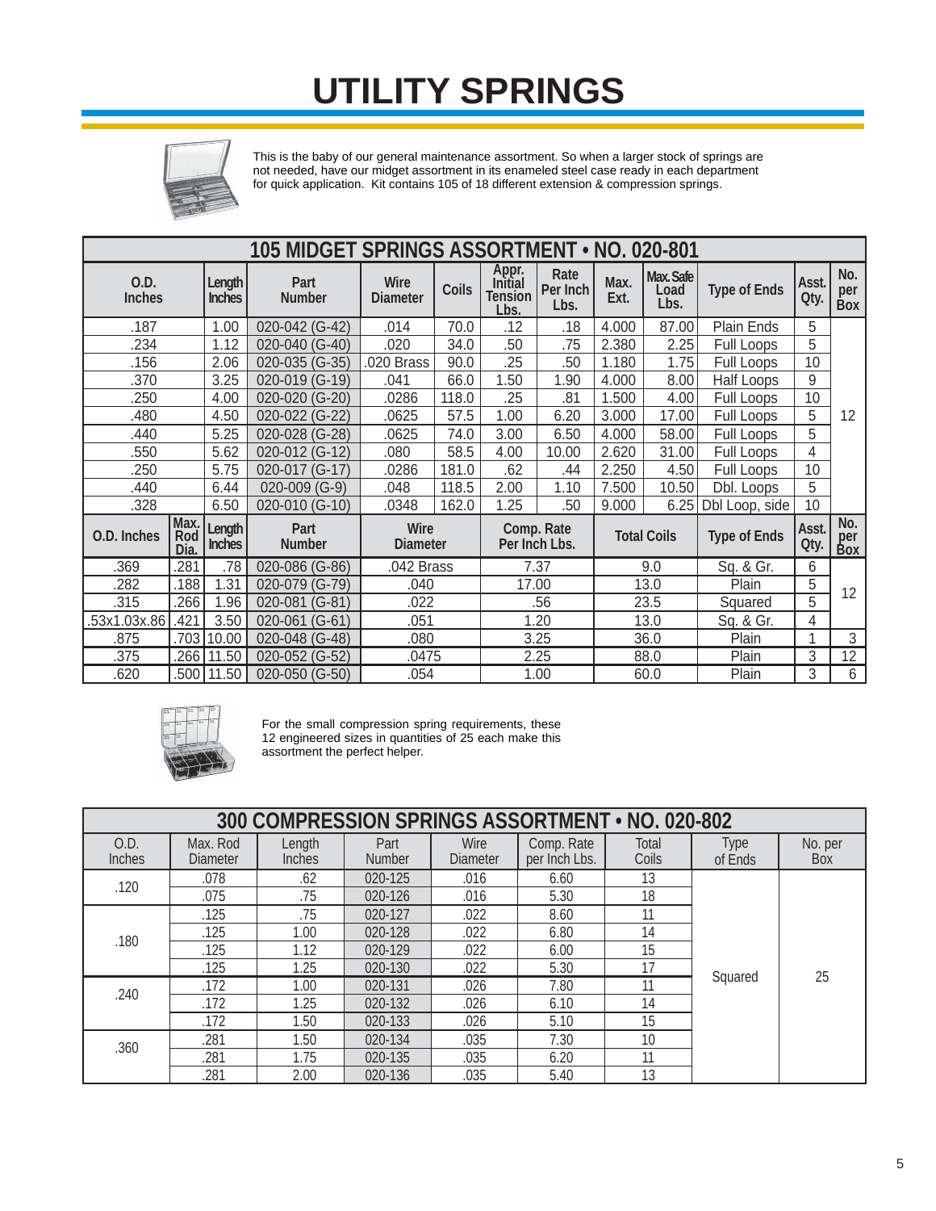# UTILITY SPRINGS

This is the baby of our general maintenance assortment. So when a larger stock of springs are not needed, have our midget assortment in its enameled steel case ready in each department for quick application. Kit contains 105 of 18 different extension & compression springs.

## 105 MIDGET SPRINGS ASSORTMENT • NO. 020-801

| O.D. Inches | Length Inches | Part Number | Wire Diameter | Coils | Appr. Initial Tension Lbs. | Rate Per Inch Lbs. | Max. Ext. | Max. Safe Load Lbs. | Type of Ends | Asst. Qty. | No. per Box |
|---|---|---|---|---|---|---|---|---|---|---|---|
| .187 | 1.00 | 020-042 (G-42) | .014 | 70.0 | .12 | .18 | 4.000 | 87.00 | Plain Ends | 5 | 12 |
| .234 | 1.12 | 020-040 (G-40) | .020 | 34.0 | .50 | .75 | 2.380 | 2.25 | Full Loops | 5 | |
| .156 | 2.06 | 020-035 (G-35) | .020 Brass | 90.0 | .25 | .50 | 1.180 | 1.75 | Full Loops | 10 | |
| .370 | 3.25 | 020-019 (G-19) | .041 | 66.0 | 1.50 | 1.90 | 4.000 | 8.00 | Half Loops | 9 | |
| .250 | 4.00 | 020-020 (G-20) | .0286 | 118.0 | .25 | .81 | 1.500 | 4.00 | Full Loops | 10 | |
| .480 | 4.50 | 020-022 (G-22) | .0625 | 57.5 | 1.00 | 6.20 | 3.000 | 17.00 | Full Loops | 5 | |
| .440 | 5.25 | 020-028 (G-28) | .0625 | 74.0 | 3.00 | 6.50 | 4.000 | 58.00 | Full Loops | 5 | |
| .550 | 5.62 | 020-012 (G-12) | .080 | 58.5 | 4.00 | 10.00 | 2.620 | 31.00 | Full Loops | 4 | |
| .250 | 5.75 | 020-017 (G-17) | .0286 | 181.0 | .62 | .44 | 2.250 | 4.50 | Full Loops | 10 | |
| .440 | 6.44 | 020-009 (G-9) | .048 | 118.5 | 2.00 | 1.10 | 7.500 | 10.50 | Dbl. Loops | 5 | |
| .328 | 6.50 | 020-010 (G-10) | .0348 | 162.0 | 1.25 | .50 | 9.000 | 6.25 | Dbl Loop, side | 10 | |

| O.D. Inches | Max. Rod Dia. | Length Inches | Part Number | Wire Diameter | Comp. Rate Per Inch Lbs. | Total Coils | Type of Ends | Asst. Qty. | No. per Box |
|---|---|---|---|---|---|---|---|---|---|
| .369 | .281 | .78 | 020-086 (G-86) | .042 Brass | 7.37 | 9.0 | Sq. & Gr. | 6 | 12 |
| .282 | .188 | 1.31 | 020-079 (G-79) | .040 | 17.00 | 13.0 | Plain | 5 | |
| .315 | .266 | 1.96 | 020-081 (G-81) | .022 | .56 | 23.5 | Squared | 5 | |
| .53x1.03x.86 | .421 | 3.50 | 020-061 (G-61) | .051 | 1.20 | 13.0 | Sq. & Gr. | 4 | |
| .875 | .703 | 10.00 | 020-048 (G-48) | .080 | 3.25 | 36.0 | Plain | 1 | 3 |
| .375 | .266 | 11.50 | 020-052 (G-52) | .0475 | 2.25 | 88.0 | Plain | 3 | 12 |
| .620 | .500 | 11.50 | 020-050 (G-50) | .054 | 1.00 | 60.0 | Plain | 3 | 6 |

For the small compression spring requirements, these 12 engineered sizes in quantities of 25 each make this assortment the perfect helper.

## 300 COMPRESSION SPRINGS ASSORTMENT • NO. 020-802

| O.D. Inches | Max. Rod Diameter | Length Inches | Part Number | Wire Diameter | Comp. Rate per Inch Lbs. | Total Coils | Type of Ends | No. per Box |
|---|---|---|---|---|---|---|---|---|
| .120 | .078 | .62 | 020-125 | .016 | 6.60 | 13 | Squared | 25 |
| | .075 | .75 | 020-126 | .016 | 5.30 | 18 | | |
| .180 | .125 | .75 | 020-127 | .022 | 8.60 | 11 | | |
| | .125 | 1.00 | 020-128 | .022 | 6.80 | 14 | | |
| | .125 | 1.12 | 020-129 | .022 | 6.00 | 15 | | |
| | .125 | 1.25 | 020-130 | .022 | 5.30 | 17 | | |
| .240 | .172 | 1.00 | 020-131 | .026 | 7.80 | 11 | | |
| | .172 | 1.25 | 020-132 | .026 | 6.10 | 14 | | |
| | .172 | 1.50 | 020-133 | .026 | 5.10 | 15 | | |
| .360 | .281 | 1.50 | 020-134 | .035 | 7.30 | 10 | | |
| | .281 | 1.75 | 020-135 | .035 | 6.20 | 11 | | |
| | .281 | 2.00 | 020-136 | .035 | 5.40 | 13 | | |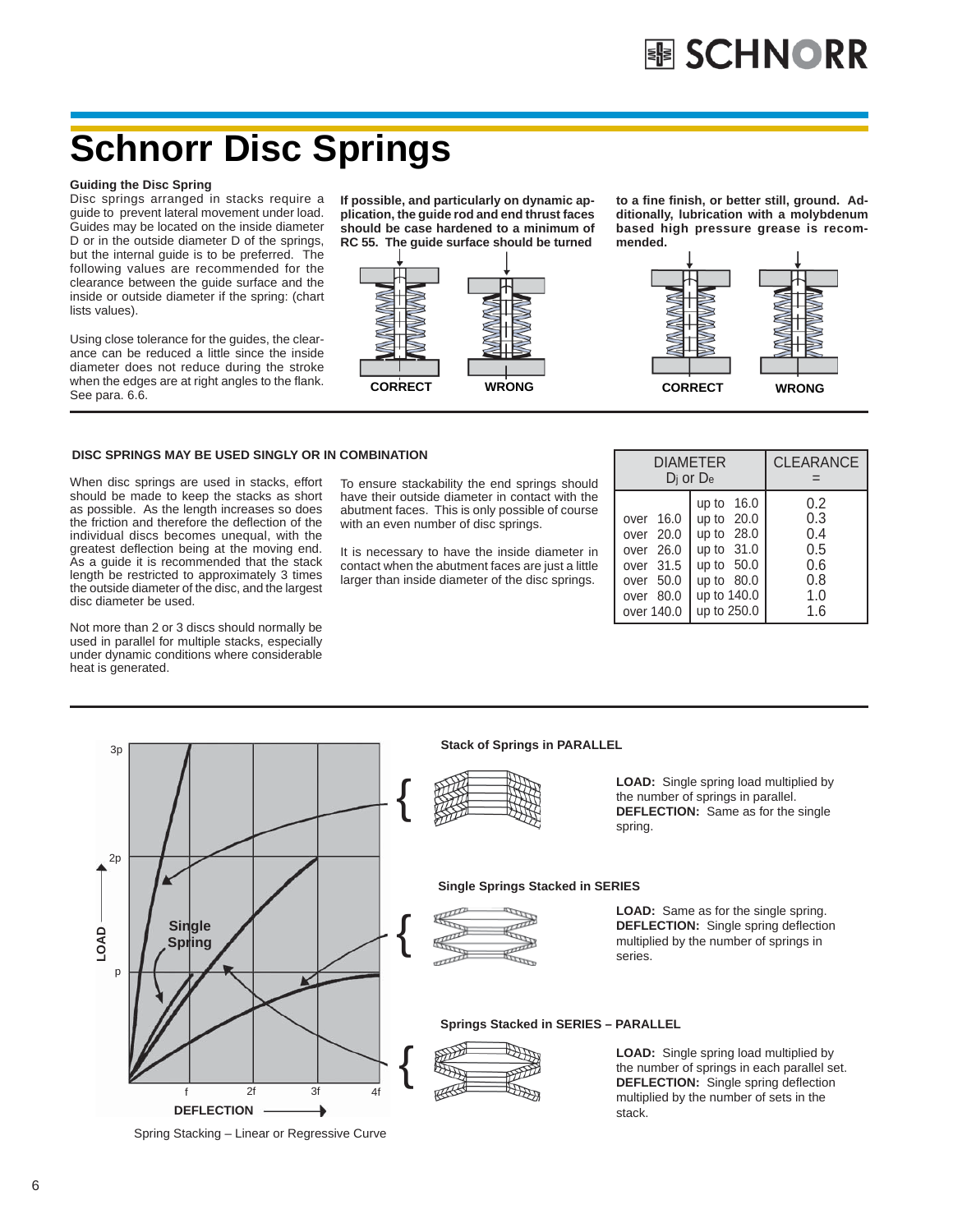# Schnorr Disc Springs

**Guiding the Disc Spring**

Disc springs arranged in stacks require a guide to prevent lateral movement under load. Guides may be located on the inside diameter D or in the outside diameter D of the springs, but the internal guide is to be preferred. The following values are recommended for the clearance between the guide surface and the inside or outside diameter if the spring: (chart lists values).

Using close tolerance for the guides, the clearance can be reduced a little since the inside diameter does not reduce during the stroke when the edges are at right angles to the flank. See para. 6.6.

**If possible, and particularly on dynamic application, the guide rod and end thrust faces should be case hardened to a minimum of RC 55. The guide surface should be turned to a fine finish, or better still, ground. Additionally, lubrication with a molybdenum based high pressure grease is recommended.**

CORRECT WRONG CORRECT WRONG

**DISC SPRINGS MAY BE USED SINGLY OR IN COMBINATION**

When disc springs are used in stacks, effort should be made to keep the stacks as short as possible. As the length increases so does the friction and therefore the deflection of the individual discs becomes unequal, with the greatest deflection being at the moving end. As a guide it is recommended that the stack length be restricted to approximately 3 times the outside diameter of the disc, and the largest disc diameter be used.

Not more than 2 or 3 discs should normally be used in parallel for multiple stacks, especially under dynamic conditions where considerable heat is generated.

To ensure stackability the end springs should have their outside diameter in contact with the abutment faces. This is only possible of course with an even number of disc springs.

It is necessary to have the inside diameter in contact when the abutment faces are just a little larger than inside diameter of the disc springs.

| DIAMETER $D_i$ or $D_e$ | | CLEARANCE = |
|---|---|---|
| | up to 16.0 | 0.2 |
| over 16.0 | up to 20.0 | 0.3 |
| over 20.0 | up to 28.0 | 0.4 |
| over 26.0 | up to 31.0 | 0.5 |
| over 31.5 | up to 50.0 | 0.6 |
| over 50.0 | up to 80.0 | 0.8 |
| over 80.0 | up to 140.0 | 1.0 |
| over 140.0 | up to 250.0 | 1.6 |

**Stack of Springs in PARALLEL**

**LOAD:** Single spring load multiplied by the number of springs in parallel.
**DEFLECTION:** Same as for the single spring.

**Single Springs Stacked in SERIES**

**LOAD:** Same as for the single spring.
**DEFLECTION:** Single spring deflection multiplied by the number of springs in series.

**Springs Stacked in SERIES – PARALLEL**

**LOAD:** Single spring load multiplied by the number of springs in each parallel set.
**DEFLECTION:** Single spring deflection multiplied by the number of sets in the stack.

Spring Stacking – Linear or Regressive Curve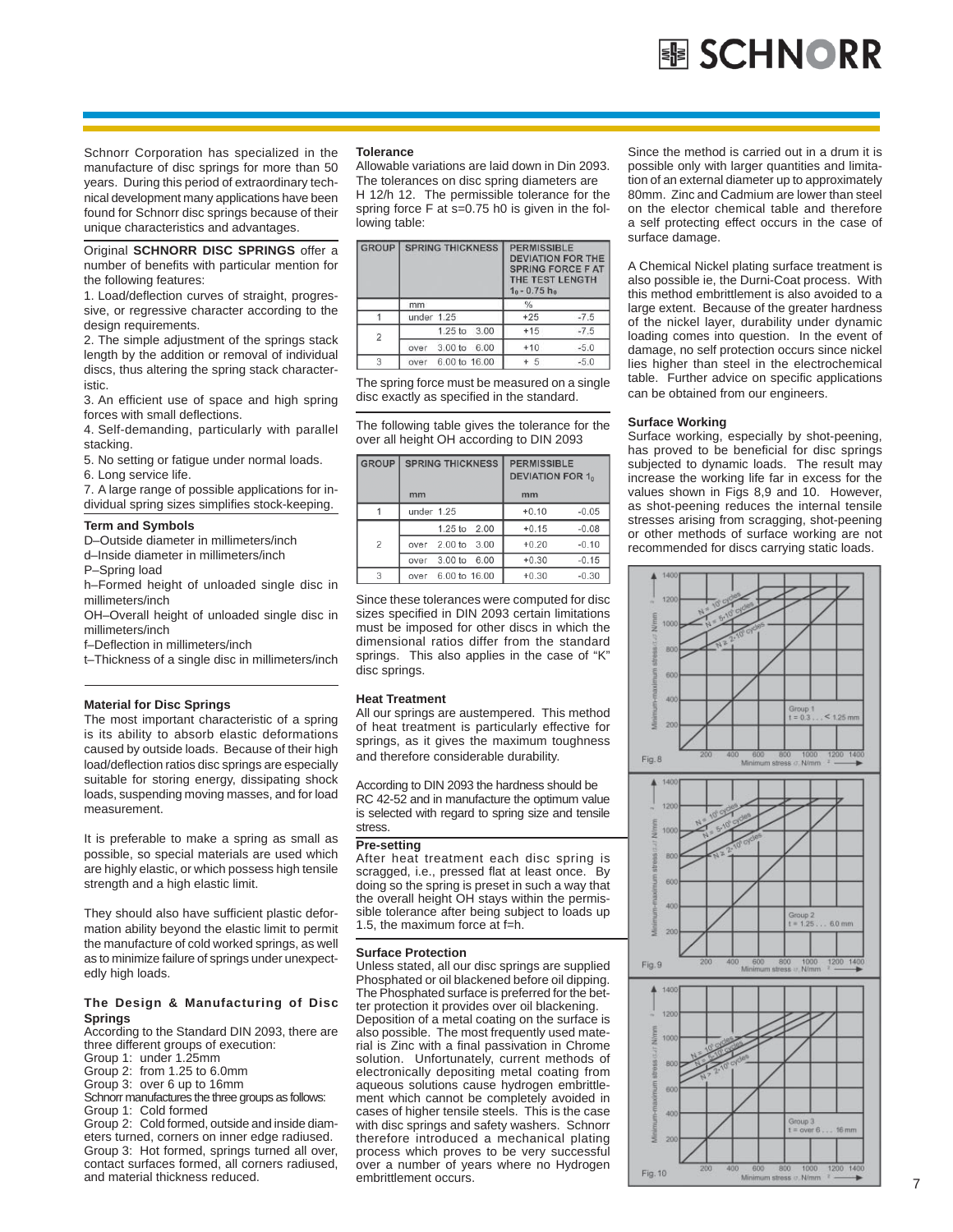Schnorr Corporation has specialized in the manufacture of disc springs for more than 50 years. During this period of extraordinary technical development many applications have been found for Schnorr disc springs because of their unique characteristics and advantages.

Original **SCHNORR DISC SPRINGS** offer a number of benefits with particular mention for the following features:

1. Load/deflection curves of straight, progressive, or regressive character according to the design requirements.
2. The simple adjustment of the springs stack length by the addition or removal of individual discs, thus altering the spring stack characteristic.
3. An efficient use of space and high spring forces with small deflections.
4. Self-demanding, particularly with parallel stacking.
5. No setting or fatigue under normal loads.
6. Long service life.
7. A large range of possible applications for individual spring sizes simplifies stock-keeping.

**Term and Symbols**

D–Outside diameter in millimeters/inch
d–Inside diameter in millimeters/inch
P–Spring load
h–Formed height of unloaded single disc in millimeters/inch
OH–Overall height of unloaded single disc in millimeters/inch
f–Deflection in millimeters/inch
t–Thickness of a single disc in millimeters/inch

**Material for Disc Springs**

The most important characteristic of a spring is its ability to absorb elastic deformations caused by outside loads. Because of their high load/deflection ratios disc springs are especially suitable for storing energy, dissipating shock loads, suspending moving masses, and for load measurement.

It is preferable to make a spring as small as possible, so special materials are used which are highly elastic, or which possess high tensile strength and a high elastic limit.

They should also have sufficient plastic deformation ability beyond the elastic limit to permit the manufacture of cold worked springs, as well as to minimize failure of springs under unexpectedly high loads.

**The Design & Manufacturing of Disc Springs**

According to the Standard DIN 2093, there are three different groups of execution:
Group 1: under 1.25mm
Group 2: from 1.25 to 6.0mm
Group 3: over 6 up to 16mm
Schnorr manufactures the three groups as follows:
Group 1: Cold formed
Group 2: Cold formed, outside and inside diameters turned, corners on inner edge radiused.
Group 3: Hot formed, springs turned all over, contact surfaces formed, all corners radiused, and material thickness reduced.

**Tolerance**

Allowable variations are laid down in Din 2093. The tolerances on disc spring diameters are H 12/h 12. The permissible tolerance for the spring force F at s=0.75 h0 is given in the following table:

| GROUP | SPRING THICKNESS | PERMISSIBLE DEVIATION FOR THE SPRING FORCE F AT THE TEST LENGTH $1_0 - 0.75\ h_0$ | |
|---|---|---|---|
| | mm | % | |
| 1 | under 1.25 | +25 | -7.5 |
| 2 | 1.25 to 3.00 | +15 | -7.5 |
| | over 3.00 to 6.00 | +10 | -5.0 |
| 3 | over 6.00 to 16.00 | + 5 | -5.0 |

The spring force must be measured on a single disc exactly as specified in the standard.

The following table gives the tolerance for the over all height OH according to DIN 2093

| GROUP | SPRING THICKNESS | PERMISSIBLE DEVIATION FOR $1_0$ | |
|---|---|---|---|
| | mm | mm | |
| 1 | under 1.25 | +0.10 | -0.05 |
| 2 | 1.25 to 2.00 | +0.15 | -0.08 |
| | over 2.00 to 3.00 | +0.20 | -0.10 |
| | over 3.00 to 6.00 | +0.30 | -0.15 |
| 3 | over 6.00 to 16.00 | +0.30 | -0.30 |

Since these tolerances were computed for disc sizes specified in DIN 2093 certain limitations must be imposed for other discs in which the dimensional ratios differ from the standard springs. This also applies in the case of "K" disc springs.

**Heat Treatment**

All our springs are austempered. This method of heat treatment is particularly effective for springs, as it gives the maximum toughness and therefore considerable durability.

According to DIN 2093 the hardness should be RC 42-52 and in manufacture the optimum value is selected with regard to spring size and tensile stress.

**Pre-setting**

After heat treatment each disc spring is scragged, i.e., pressed flat at least once. By doing so the spring is preset in such a way that the overall height OH stays within the permissible tolerance after being subject to loads up 1.5, the maximum force at f=h.

**Surface Protection**

Unless stated, all our disc springs are supplied Phosphated or oil blackened before oil dipping. The Phosphated surface is preferred for the better protection it provides over oil blackening. Deposition of a metal coating on the surface is also possible. The most frequently used material is Zinc with a final passivation in Chrome solution. Unfortunately, current methods of electronically depositing metal coating from aqueous solutions cause hydrogen embrittlement which cannot be completely avoided in cases of higher tensile steels. This is the case with disc springs and safety washers. Schnorr therefore introduced a mechanical plating process which proves to be very successful over a number of years where no Hydrogen embrittlement occurs.

Since the method is carried out in a drum it is possible only with larger quantities and limitation of an external diameter up to approximately 80mm. Zinc and Cadmium are lower than steel on the elector chemical table and therefore a self protecting effect occurs in the case of surface damage.

A Chemical Nickel plating surface treatment is also possible ie, the Durni-Coat process. With this method embrittlement is also avoided to a large extent. Because of the greater hardness of the nickel layer, durability under dynamic loading comes into question. In the event of damage, no self protection occurs since nickel lies higher than steel in the electrochemical table. Further advice on specific applications can be obtained from our engineers.

**Surface Working**

Surface working, especially by shot-peening, has proved to be beneficial for disc springs subjected to dynamic loads. The result may increase the working life far in excess for the values shown in Figs 8,9 and 10. However, as shot-peening reduces the internal tensile stresses arising from scragging, shot-peening or other methods of surface working are not recommended for discs carrying static loads.

Fig. 8 — Group 1, t = 0.3 . . . < 1.25 mm

Fig. 9 — Group 2, t = 1.25 . . . 6.0 mm

Fig. 10 — Group 3, t = over 6 . . . 16 mm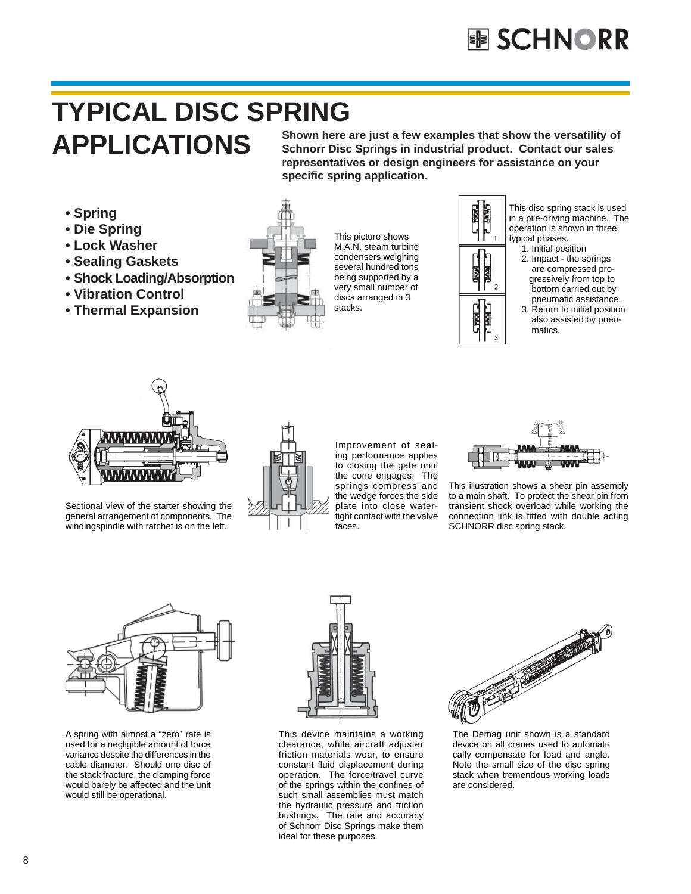# TYPICAL DISC SPRING APPLICATIONS

**Shown here are just a few examples that show the versatility of Schnorr Disc Springs in industrial product. Contact our sales representatives or design engineers for assistance on your specific spring application.**

- **Spring**
- **Die Spring**
- **Lock Washer**
- **Sealing Gaskets**
- **Shock Loading/Absorption**
- **Vibration Control**
- **Thermal Expansion**

This picture shows M.A.N. steam turbine condensers weighing several hundred tons being supported by a very small number of discs arranged in 3 stacks.

This disc spring stack is used in a pile-driving machine. The operation is shown in three typical phases.

1. Initial position
2. Impact - the springs are compressed progressively from top to bottom carried out by pneumatic assistance.
3. Return to initial position also assisted by pneumatics.

Sectional view of the starter showing the general arrangement of components. The windingspindle with ratchet is on the left.

Improvement of sealing performance applies to closing the gate until the cone engages. The springs compress and the wedge forces the side plate into close watertight contact with the valve faces.

This illustration shows a shear pin assembly to a main shaft. To protect the shear pin from transient shock overload while working the connection link is fitted with double acting SCHNORR disc spring stack.

A spring with almost a "zero" rate is used for a negligible amount of force variance despite the differences in the cable diameter. Should one disc of the stack fracture, the clamping force would barely be affected and the unit would still be operational.

This device maintains a working clearance, while aircraft adjuster friction materials wear, to ensure constant fluid displacement during operation. The force/travel curve of the springs within the confines of such small assemblies must match the hydraulic pressure and friction bushings. The rate and accuracy of Schnorr Disc Springs make them ideal for these purposes.

The Demag unit shown is a standard device on all cranes used to automatically compensate for load and angle. Note the small size of the disc spring stack when tremendous working loads are considered.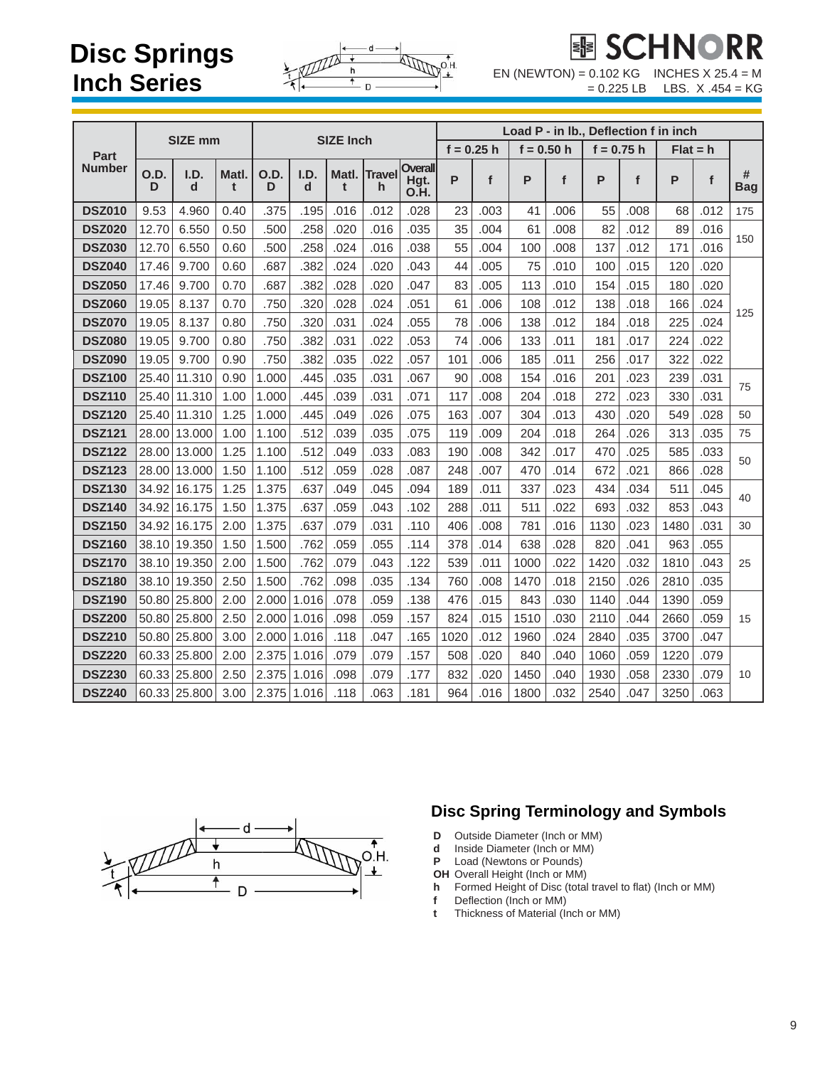# Disc Springs Inch Series

**SCHNORR**

EN (NEWTON) = 0.102 KG = 0.225 LB INCHES X 25.4 = M LBS. X .454 = KG

| Part Number | SIZE mm | | | SIZE Inch | | | | | Load P - in lb., Deflection f in inch | | | | | | | | |
|---|---|---|---|---|---|---|---|---|---|---|---|---|---|---|---|---|---|
| | | | | | | | | | f = 0.25 h | | f = 0.50 h | | f = 0.75 h | | Flat = h | | |
| | O.D. D | I.D. d | Matl. t | O.D. D | I.D. d | Matl. t | Travel h | Overall Hgt. O.H. | P | f | P | f | P | f | P | f | # Bag |
| **DSZ010** | 9.53 | 4.960 | 0.40 | .375 | .195 | .016 | .012 | .028 | 23 | .003 | 41 | .006 | 55 | .008 | 68 | .012 | 175 |
| **DSZ020** | 12.70 | 6.550 | 0.50 | .500 | .258 | .020 | .016 | .035 | 35 | .004 | 61 | .008 | 82 | .012 | 89 | .016 | 150 |
| **DSZ030** | 12.70 | 6.550 | 0.60 | .500 | .258 | .024 | .016 | .038 | 55 | .004 | 100 | .008 | 137 | .012 | 171 | .016 | |
| **DSZ040** | 17.46 | 9.700 | 0.60 | .687 | .382 | .024 | .020 | .043 | 44 | .005 | 75 | .010 | 100 | .015 | 120 | .020 | 125 |
| **DSZ050** | 17.46 | 9.700 | 0.70 | .687 | .382 | .028 | .020 | .047 | 83 | .005 | 113 | .010 | 154 | .015 | 180 | .020 | |
| **DSZ060** | 19.05 | 8.137 | 0.70 | .750 | .320 | .028 | .024 | .051 | 61 | .006 | 108 | .012 | 138 | .018 | 166 | .024 | |
| **DSZ070** | 19.05 | 8.137 | 0.80 | .750 | .320 | .031 | .024 | .055 | 78 | .006 | 138 | .012 | 184 | .018 | 225 | .024 | |
| **DSZ080** | 19.05 | 9.700 | 0.80 | .750 | .382 | .031 | .022 | .053 | 74 | .006 | 133 | .011 | 181 | .017 | 224 | .022 | |
| **DSZ090** | 19.05 | 9.700 | 0.90 | .750 | .382 | .035 | .022 | .057 | 101 | .006 | 185 | .011 | 256 | .017 | 322 | .022 | |
| **DSZ100** | 25.40 | 11.310 | 0.90 | 1.000 | .445 | .035 | .031 | .067 | 90 | .008 | 154 | .016 | 201 | .023 | 239 | .031 | 75 |
| **DSZ110** | 25.40 | 11.310 | 1.00 | 1.000 | .445 | .039 | .031 | .071 | 117 | .008 | 204 | .018 | 272 | .023 | 330 | .031 | |
| **DSZ120** | 25.40 | 11.310 | 1.25 | 1.000 | .445 | .049 | .026 | .075 | 163 | .007 | 304 | .013 | 430 | .020 | 549 | .028 | 50 |
| **DSZ121** | 28.00 | 13.000 | 1.00 | 1.100 | .512 | .039 | .035 | .075 | 119 | .009 | 204 | .018 | 264 | .026 | 313 | .035 | 75 |
| **DSZ122** | 28.00 | 13.000 | 1.25 | 1.100 | .512 | .049 | .033 | .083 | 190 | .008 | 342 | .017 | 470 | .025 | 585 | .033 | 50 |
| **DSZ123** | 28.00 | 13.000 | 1.50 | 1.100 | .512 | .059 | .028 | .087 | 248 | .007 | 470 | .014 | 672 | .021 | 866 | .028 | |
| **DSZ130** | 34.92 | 16.175 | 1.25 | 1.375 | .637 | .049 | .045 | .094 | 189 | .011 | 337 | .023 | 434 | .034 | 511 | .045 | 40 |
| **DSZ140** | 34.92 | 16.175 | 1.50 | 1.375 | .637 | .059 | .043 | .102 | 288 | .011 | 511 | .022 | 693 | .032 | 853 | .043 | |
| **DSZ150** | 34.92 | 16.175 | 2.00 | 1.375 | .637 | .079 | .031 | .110 | 406 | .008 | 781 | .016 | 1130 | .023 | 1480 | .031 | 30 |
| **DSZ160** | 38.10 | 19.350 | 1.50 | 1.500 | .762 | .059 | .055 | .114 | 378 | .014 | 638 | .028 | 820 | .041 | 963 | .055 | 25 |
| **DSZ170** | 38.10 | 19.350 | 2.00 | 1.500 | .762 | .079 | .043 | .122 | 539 | .011 | 1000 | .022 | 1420 | .032 | 1810 | .043 | |
| **DSZ180** | 38.10 | 19.350 | 2.50 | 1.500 | .762 | .098 | .035 | .134 | 760 | .008 | 1470 | .018 | 2150 | .026 | 2810 | .035 | |
| **DSZ190** | 50.80 | 25.800 | 2.00 | 2.000 | 1.016 | .078 | .059 | .138 | 476 | .015 | 843 | .030 | 1140 | .044 | 1390 | .059 | 15 |
| **DSZ200** | 50.80 | 25.800 | 2.50 | 2.000 | 1.016 | .098 | .059 | .157 | 824 | .015 | 1510 | .030 | 2110 | .044 | 2660 | .059 | |
| **DSZ210** | 50.80 | 25.800 | 3.00 | 2.000 | 1.016 | .118 | .047 | .165 | 1020 | .012 | 1960 | .024 | 2840 | .035 | 3700 | .047 | |
| **DSZ220** | 60.33 | 25.800 | 2.00 | 2.375 | 1.016 | .079 | .079 | .157 | 508 | .020 | 840 | .040 | 1060 | .059 | 1220 | .079 | 10 |
| **DSZ230** | 60.33 | 25.800 | 2.50 | 2.375 | 1.016 | .098 | .079 | .177 | 832 | .020 | 1450 | .040 | 1930 | .058 | 2330 | .079 | |
| **DSZ240** | 60.33 | 25.800 | 3.00 | 2.375 | 1.016 | .118 | .063 | .181 | 964 | .016 | 1800 | .032 | 2540 | .047 | 3250 | .063 | |

## Disc Spring Terminology and Symbols

- **D** Outside Diameter (Inch or MM)
- **d** Inside Diameter (Inch or MM)
- **P** Load (Newtons or Pounds)
- **OH** Overall Height (Inch or MM)
- **h** Formed Height of Disc (total travel to flat) (Inch or MM)
- **f** Deflection (Inch or MM)
- **t** Thickness of Material (Inch or MM)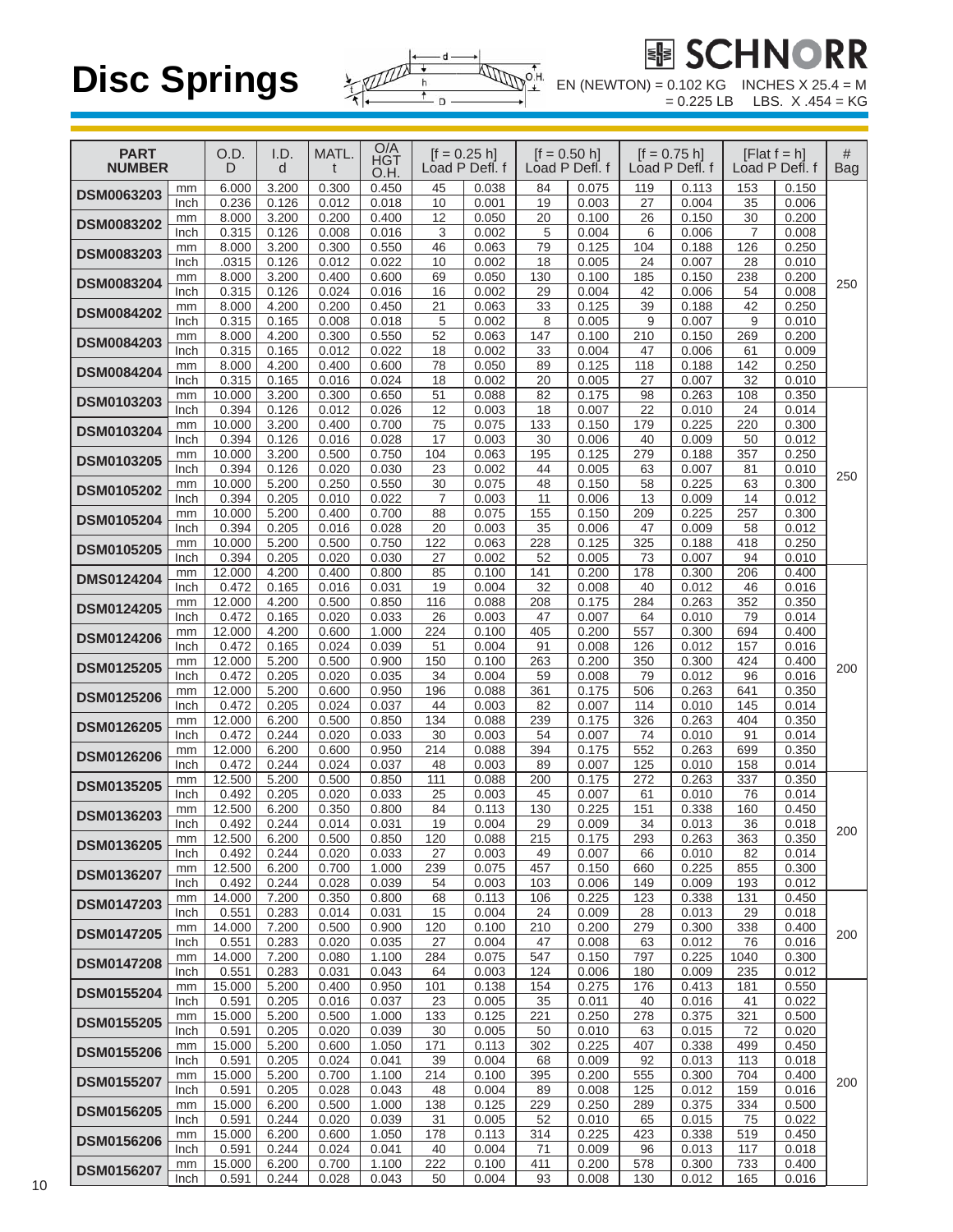# Disc Springs

**SCHNORR**

EN (NEWTON) = 0.102 KG = 0.225 LB    INCHES X 25.4 = M    LBS. X .454 = KG

| PART NUMBER | | O.D. D | I.D. d | MATL. t | O/A HGT O.H. | [f = 0.25 h] Load P | Defl. f | [f = 0.50 h] Load P | Defl. f | [f = 0.75 h] Load P | Defl. f | [Flat f = h] Load P | Defl. f | # Bag |
|---|---|---|---|---|---|---|---|---|---|---|---|---|---|---|
| DSM0063203 | mm | 6.000 | 3.200 | 0.300 | 0.450 | 45 | 0.038 | 82 | 0.075 | 119 | 0.113 | 153 | 0.150 | 250 |
| | Inch | 0.236 | 0.126 | 0.012 | 0.018 | 10 | 0.001 | 19 | 0.003 | 27 | 0.004 | 35 | 0.006 | |
| DSM0083202 | mm | 8.000 | 3.200 | 0.200 | 0.400 | 12 | 0.050 | 20 | 0.100 | 26 | 0.150 | 30 | 0.200 | |
| | Inch | 0.315 | 0.126 | 0.008 | 0.016 | 3 | 0.002 | 5 | 0.004 | 6 | 0.006 | 7 | 0.008 | |
| DSM0083203 | mm | 8.000 | 3.200 | 0.300 | 0.550 | 46 | 0.063 | 79 | 0.125 | 104 | 0.188 | 126 | 0.250 | |
| | Inch | .0315 | 0.126 | 0.012 | 0.022 | 10 | 0.002 | 18 | 0.005 | 24 | 0.007 | 28 | 0.010 | |
| DSM0083204 | mm | 8.000 | 3.200 | 0.400 | 0.600 | 69 | 0.050 | 130 | 0.100 | 185 | 0.150 | 238 | 0.200 | |
| | Inch | 0.315 | 0.126 | 0.024 | 0.016 | 16 | 0.002 | 29 | 0.004 | 42 | 0.006 | 54 | 0.008 | |
| DSM0084202 | mm | 8.000 | 4.200 | 0.200 | 0.450 | 21 | 0.063 | 33 | 0.125 | 39 | 0.188 | 42 | 0.250 | |
| | Inch | 0.315 | 0.165 | 0.008 | 0.018 | 5 | 0.002 | 8 | 0.005 | 9 | 0.007 | 9 | 0.010 | |
| DSM0084203 | mm | 8.000 | 4.200 | 0.300 | 0.550 | 52 | 0.063 | 147 | 0.100 | 210 | 0.150 | 269 | 0.200 | |
| | Inch | 0.315 | 0.165 | 0.012 | 0.022 | 18 | 0.002 | 33 | 0.004 | 47 | 0.006 | 61 | 0.009 | |
| DSM0084204 | mm | 8.000 | 4.200 | 0.400 | 0.600 | 78 | 0.050 | 89 | 0.125 | 118 | 0.188 | 142 | 0.250 | |
| | Inch | 0.315 | 0.165 | 0.016 | 0.024 | 18 | 0.002 | 20 | 0.005 | 27 | 0.007 | 32 | 0.010 | |
| DSM0103203 | mm | 10.000 | 3.200 | 0.300 | 0.650 | 51 | 0.088 | 82 | 0.175 | 98 | 0.263 | 108 | 0.350 | 250 |
| | Inch | 0.394 | 0.126 | 0.012 | 0.026 | 12 | 0.003 | 18 | 0.007 | 22 | 0.010 | 24 | 0.014 | |
| DSM0103204 | mm | 10.000 | 3.200 | 0.400 | 0.700 | 75 | 0.075 | 133 | 0.150 | 179 | 0.225 | 220 | 0.300 | |
| | Inch | 0.394 | 0.126 | 0.016 | 0.028 | 17 | 0.003 | 30 | 0.006 | 40 | 0.009 | 50 | 0.012 | |
| DSM0103205 | mm | 10.000 | 3.200 | 0.500 | 0.750 | 104 | 0.063 | 195 | 0.125 | 279 | 0.188 | 357 | 0.250 | |
| | Inch | 0.394 | 0.126 | 0.020 | 0.030 | 23 | 0.002 | 44 | 0.005 | 63 | 0.007 | 81 | 0.010 | |
| DSM0105202 | mm | 10.000 | 5.200 | 0.250 | 0.550 | 30 | 0.075 | 48 | 0.150 | 58 | 0.225 | 63 | 0.300 | |
| | Inch | 0.394 | 0.205 | 0.010 | 0.022 | 7 | 0.003 | 11 | 0.006 | 13 | 0.009 | 14 | 0.012 | |
| DSM0105204 | mm | 10.000 | 5.200 | 0.400 | 0.700 | 88 | 0.075 | 155 | 0.150 | 209 | 0.225 | 257 | 0.300 | |
| | Inch | 0.394 | 0.205 | 0.016 | 0.028 | 20 | 0.003 | 35 | 0.006 | 47 | 0.009 | 58 | 0.012 | |
| DSM0105205 | mm | 10.000 | 5.200 | 0.500 | 0.750 | 122 | 0.063 | 228 | 0.125 | 325 | 0.188 | 418 | 0.250 | |
| | Inch | 0.394 | 0.205 | 0.020 | 0.030 | 27 | 0.002 | 52 | 0.005 | 73 | 0.007 | 94 | 0.010 | |
| DMS0124204 | mm | 12.000 | 4.200 | 0.400 | 0.800 | 85 | 0.100 | 141 | 0.200 | 178 | 0.300 | 206 | 0.400 | 200 |
| | Inch | 0.472 | 0.165 | 0.016 | 0.031 | 19 | 0.004 | 32 | 0.008 | 40 | 0.012 | 46 | 0.016 | |
| DSM0124205 | mm | 12.000 | 4.200 | 0.500 | 0.850 | 116 | 0.088 | 208 | 0.175 | 284 | 0.263 | 352 | 0.350 | |
| | Inch | 0.472 | 0.165 | 0.020 | 0.033 | 26 | 0.003 | 47 | 0.007 | 64 | 0.010 | 79 | 0.014 | |
| DSM0124206 | mm | 12.000 | 4.200 | 0.600 | 1.000 | 224 | 0.100 | 405 | 0.200 | 557 | 0.300 | 694 | 0.400 | |
| | Inch | 0.472 | 0.165 | 0.024 | 0.039 | 51 | 0.004 | 91 | 0.008 | 126 | 0.012 | 157 | 0.016 | |
| DSM0125205 | mm | 12.000 | 5.200 | 0.500 | 0.900 | 150 | 0.100 | 263 | 0.200 | 350 | 0.300 | 424 | 0.400 | |
| | Inch | 0.472 | 0.205 | 0.020 | 0.035 | 34 | 0.004 | 59 | 0.008 | 79 | 0.012 | 96 | 0.016 | |
| DSM0125206 | mm | 12.000 | 5.200 | 0.600 | 0.950 | 196 | 0.088 | 361 | 0.175 | 506 | 0.263 | 641 | 0.350 | |
| | Inch | 0.472 | 0.205 | 0.024 | 0.037 | 44 | 0.003 | 82 | 0.007 | 114 | 0.010 | 145 | 0.014 | |
| DSM0126205 | mm | 12.000 | 6.200 | 0.500 | 0.850 | 134 | 0.088 | 239 | 0.175 | 326 | 0.263 | 404 | 0.350 | |
| | Inch | 0.472 | 0.244 | 0.020 | 0.033 | 30 | 0.003 | 54 | 0.007 | 74 | 0.010 | 91 | 0.014 | |
| DSM0126206 | mm | 12.000 | 6.200 | 0.600 | 0.950 | 214 | 0.088 | 394 | 0.175 | 552 | 0.263 | 699 | 0.350 | |
| | Inch | 0.472 | 0.244 | 0.024 | 0.037 | 48 | 0.003 | 89 | 0.007 | 125 | 0.010 | 158 | 0.014 | |
| DSM0135205 | mm | 12.500 | 5.200 | 0.500 | 0.850 | 111 | 0.088 | 200 | 0.175 | 272 | 0.263 | 337 | 0.350 | 200 |
| | Inch | 0.492 | 0.205 | 0.020 | 0.033 | 25 | 0.003 | 45 | 0.007 | 61 | 0.010 | 76 | 0.014 | |
| DSM0136203 | mm | 12.500 | 6.200 | 0.350 | 0.800 | 84 | 0.113 | 130 | 0.225 | 151 | 0.338 | 160 | 0.450 | |
| | Inch | 0.492 | 0.244 | 0.014 | 0.031 | 19 | 0.004 | 29 | 0.009 | 34 | 0.013 | 36 | 0.018 | |
| DSM0136205 | mm | 12.500 | 6.200 | 0.500 | 0.850 | 120 | 0.088 | 215 | 0.175 | 293 | 0.263 | 363 | 0.350 | |
| | Inch | 0.492 | 0.244 | 0.020 | 0.033 | 27 | 0.003 | 49 | 0.007 | 66 | 0.010 | 82 | 0.014 | |
| DSM0136207 | mm | 12.500 | 6.200 | 0.700 | 1.000 | 239 | 0.075 | 457 | 0.150 | 660 | 0.225 | 855 | 0.300 | |
| | Inch | 0.492 | 0.244 | 0.028 | 0.039 | 54 | 0.003 | 103 | 0.006 | 149 | 0.009 | 193 | 0.012 | |
| DSM0147203 | mm | 14.000 | 7.200 | 0.350 | 0.800 | 68 | 0.113 | 106 | 0.225 | 123 | 0.338 | 131 | 0.450 | 200 |
| | Inch | 0.551 | 0.283 | 0.014 | 0.031 | 15 | 0.004 | 24 | 0.009 | 28 | 0.013 | 29 | 0.018 | |
| DSM0147205 | mm | 14.000 | 7.200 | 0.500 | 0.900 | 120 | 0.100 | 210 | 0.200 | 279 | 0.300 | 338 | 0.400 | |
| | Inch | 0.551 | 0.283 | 0.020 | 0.035 | 27 | 0.004 | 47 | 0.008 | 63 | 0.012 | 76 | 0.016 | |
| DSM0147208 | mm | 14.000 | 7.200 | 0.080 | 1.100 | 284 | 0.075 | 547 | 0.150 | 797 | 0.225 | 1040 | 0.300 | |
| | Inch | 0.551 | 0.283 | 0.031 | 0.043 | 64 | 0.003 | 124 | 0.006 | 180 | 0.009 | 235 | 0.012 | |
| DSM0155204 | mm | 15.000 | 5.200 | 0.400 | 0.950 | 101 | 0.138 | 154 | 0.275 | 176 | 0.413 | 181 | 0.550 | 200 |
| | Inch | 0.591 | 0.205 | 0.016 | 0.037 | 23 | 0.005 | 35 | 0.011 | 40 | 0.016 | 41 | 0.022 | |
| DSM0155205 | mm | 15.000 | 5.200 | 0.500 | 1.000 | 133 | 0.125 | 221 | 0.250 | 278 | 0.375 | 321 | 0.500 | |
| | Inch | 0.591 | 0.205 | 0.020 | 0.039 | 30 | 0.005 | 50 | 0.010 | 63 | 0.015 | 72 | 0.020 | |
| DSM0155206 | mm | 15.000 | 5.200 | 0.600 | 1.050 | 171 | 0.113 | 302 | 0.225 | 407 | 0.338 | 499 | 0.450 | |
| | Inch | 0.591 | 0.205 | 0.024 | 0.041 | 39 | 0.004 | 68 | 0.009 | 92 | 0.013 | 113 | 0.018 | |
| DSM0155207 | mm | 15.000 | 5.200 | 0.700 | 1.100 | 214 | 0.100 | 395 | 0.200 | 555 | 0.300 | 704 | 0.400 | |
| | Inch | 0.591 | 0.205 | 0.028 | 0.043 | 48 | 0.004 | 89 | 0.008 | 125 | 0.012 | 159 | 0.016 | |
| DSM0156205 | mm | 15.000 | 6.200 | 0.500 | 1.000 | 138 | 0.125 | 229 | 0.250 | 289 | 0.375 | 334 | 0.500 | |
| | Inch | 0.591 | 0.244 | 0.020 | 0.039 | 31 | 0.005 | 52 | 0.010 | 65 | 0.015 | 75 | 0.022 | |
| DSM0156206 | mm | 15.000 | 6.200 | 0.600 | 1.050 | 178 | 0.113 | 314 | 0.225 | 423 | 0.338 | 519 | 0.450 | |
| | Inch | 0.591 | 0.244 | 0.024 | 0.041 | 40 | 0.004 | 71 | 0.009 | 96 | 0.013 | 117 | 0.018 | |
| DSM0156207 | mm | 15.000 | 6.200 | 0.700 | 1.100 | 222 | 0.100 | 411 | 0.200 | 578 | 0.300 | 733 | 0.400 | |
| | Inch | 0.591 | 0.244 | 0.028 | 0.043 | 50 | 0.004 | 93 | 0.008 | 130 | 0.012 | 165 | 0.016 | |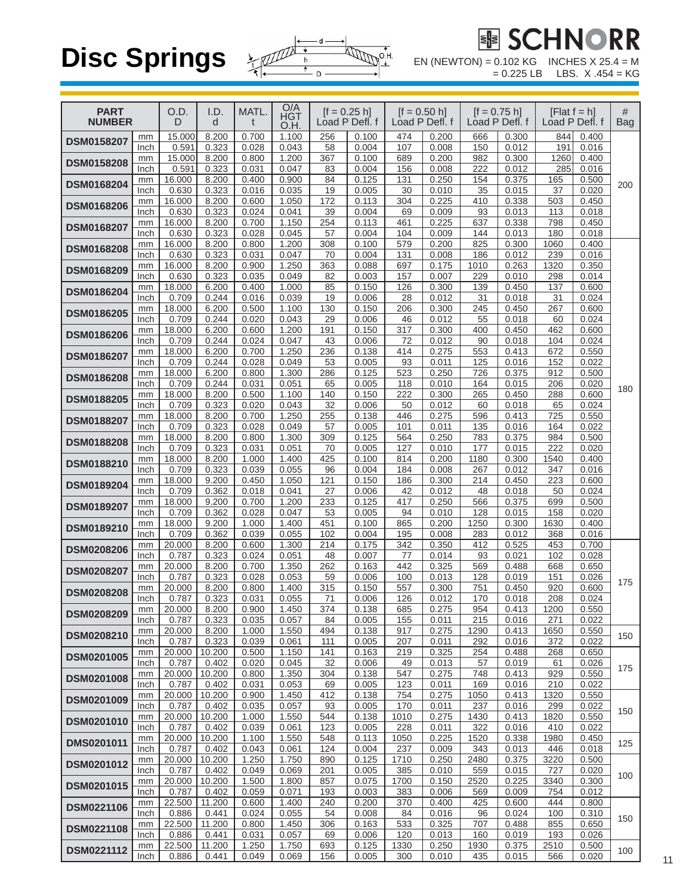# Disc Springs

**SCHNORR**

EN (NEWTON) = 0.102 KG = 0.225 LB  INCHES X 25.4 = M  LBS. X .454 = KG

| PART NUMBER | | O.D. D | I.D. d | MATL. t | O/A HGT O.H. | [f = 0.25 h] Load P | Defl. f | [f = 0.50 h] Load P | Defl. f | [f = 0.75 h] Load P | Defl. f | [Flat f = h] Load P | Defl. f | # Bag |
|---|---|---|---|---|---|---|---|---|---|---|---|---|---|---|
| DSM0158207 | mm | 15.000 | 8.200 | 0.700 | 1.100 | 256 | 0.100 | 474 | 0.200 | 666 | 0.300 | 844 | 0.400 | 200 |
| | Inch | 0.591 | 0.323 | 0.028 | 0.043 | 58 | 0.004 | 107 | 0.008 | 150 | 0.012 | 191 | 0.016 | |
| DSM0158208 | mm | 15.000 | 8.200 | 0.800 | 1.200 | 367 | 0.100 | 689 | 0.200 | 982 | 0.300 | 1260 | 0.400 | |
| | Inch | 0.591 | 0.323 | 0.031 | 0.047 | 83 | 0.004 | 156 | 0.008 | 222 | 0.012 | 285 | 0.016 | |
| DSM0168204 | mm | 16.000 | 8.200 | 0.400 | 0.900 | 84 | 0.125 | 131 | 0.250 | 154 | 0.375 | 165 | 0.500 | |
| | Inch | 0.630 | 0.323 | 0.016 | 0.035 | 19 | 0.005 | 30 | 0.010 | 35 | 0.015 | 37 | 0.020 | |
| DSM0168206 | mm | 16.000 | 8.200 | 0.600 | 1.050 | 172 | 0.113 | 304 | 0.225 | 410 | 0.338 | 503 | 0.450 | |
| | Inch | 0.630 | 0.323 | 0.024 | 0.041 | 39 | 0.004 | 69 | 0.009 | 93 | 0.013 | 113 | 0.018 | |
| DSM0168207 | mm | 16.000 | 8.200 | 0.700 | 1.150 | 254 | 0.113 | 461 | 0.225 | 637 | 0.338 | 798 | 0.450 | |
| | Inch | 0.630 | 0.323 | 0.028 | 0.045 | 57 | 0.004 | 104 | 0.009 | 144 | 0.013 | 180 | 0.018 | |
| DSM0168208 | mm | 16.000 | 8.200 | 0.800 | 1.200 | 308 | 0.100 | 579 | 0.200 | 825 | 0.300 | 1060 | 0.400 | 180 |
| | Inch | 0.630 | 0.323 | 0.031 | 0.047 | 70 | 0.004 | 131 | 0.008 | 186 | 0.012 | 239 | 0.016 | |
| DSM0168209 | mm | 16.000 | 8.200 | 0.900 | 1.250 | 363 | 0.088 | 697 | 0.175 | 1010 | 0.263 | 1320 | 0.350 | |
| | Inch | 0.630 | 0.323 | 0.035 | 0.049 | 82 | 0.003 | 157 | 0.007 | 229 | 0.010 | 298 | 0.014 | |
| DSM0186204 | mm | 18.000 | 6.200 | 0.400 | 1.000 | 85 | 0.150 | 126 | 0.300 | 139 | 0.450 | 137 | 0.600 | |
| | Inch | 0.709 | 0.244 | 0.016 | 0.039 | 19 | 0.006 | 28 | 0.012 | 31 | 0.018 | 31 | 0.024 | |
| DSM0186205 | mm | 18.000 | 6.200 | 0.500 | 1.100 | 130 | 0.150 | 206 | 0.300 | 245 | 0.450 | 267 | 0.600 | |
| | Inch | 0.709 | 0.244 | 0.020 | 0.043 | 29 | 0.006 | 46 | 0.012 | 55 | 0.018 | 60 | 0.024 | |
| DSM0186206 | mm | 18.000 | 6.200 | 0.600 | 1.200 | 191 | 0.150 | 317 | 0.300 | 400 | 0.450 | 462 | 0.600 | |
| | Inch | 0.709 | 0.244 | 0.024 | 0.047 | 43 | 0.006 | 72 | 0.012 | 90 | 0.018 | 104 | 0.024 | |
| DSM0186207 | mm | 18.000 | 6.200 | 0.700 | 1.250 | 236 | 0.138 | 414 | 0.275 | 553 | 0.413 | 672 | 0.550 | |
| | Inch | 0.709 | 0.244 | 0.028 | 0.049 | 53 | 0.005 | 93 | 0.011 | 125 | 0.016 | 152 | 0.022 | |
| DSM0186208 | mm | 18.000 | 6.200 | 0.800 | 1.300 | 286 | 0.125 | 523 | 0.250 | 726 | 0.375 | 912 | 0.500 | |
| | Inch | 0.709 | 0.244 | 0.031 | 0.051 | 65 | 0.005 | 118 | 0.010 | 164 | 0.015 | 206 | 0.020 | |
| DSM0188205 | mm | 18.000 | 8.200 | 0.500 | 1.100 | 140 | 0.150 | 222 | 0.300 | 265 | 0.450 | 288 | 0.600 | |
| | Inch | 0.709 | 0.323 | 0.020 | 0.043 | 32 | 0.006 | 50 | 0.012 | 60 | 0.018 | 65 | 0.024 | |
| DSM0188207 | mm | 18.000 | 8.200 | 0.700 | 1.250 | 255 | 0.138 | 446 | 0.275 | 596 | 0.413 | 725 | 0.550 | |
| | Inch | 0.709 | 0.323 | 0.028 | 0.049 | 57 | 0.005 | 101 | 0.011 | 135 | 0.016 | 164 | 0.022 | |
| DSM0188208 | mm | 18.000 | 8.200 | 0.800 | 1.300 | 309 | 0.125 | 564 | 0.250 | 783 | 0.375 | 984 | 0.500 | |
| | Inch | 0.709 | 0.323 | 0.031 | 0.051 | 70 | 0.005 | 127 | 0.010 | 177 | 0.015 | 222 | 0.020 | |
| DSM0188210 | mm | 18.000 | 8.200 | 1.000 | 1.400 | 425 | 0.100 | 814 | 0.200 | 1180 | 0.300 | 1540 | 0.400 | |
| | Inch | 0.709 | 0.323 | 0.039 | 0.055 | 96 | 0.004 | 184 | 0.008 | 267 | 0.012 | 347 | 0.016 | |
| DSM0189204 | mm | 18.000 | 9.200 | 0.450 | 1.050 | 121 | 0.150 | 186 | 0.300 | 214 | 0.450 | 223 | 0.600 | |
| | Inch | 0.709 | 0.362 | 0.018 | 0.041 | 27 | 0.006 | 42 | 0.012 | 48 | 0.018 | 50 | 0.024 | |
| DSM0189207 | mm | 18.000 | 9.200 | 0.700 | 1.200 | 233 | 0.125 | 417 | 0.250 | 566 | 0.375 | 699 | 0.500 | |
| | Inch | 0.709 | 0.362 | 0.028 | 0.047 | 53 | 0.005 | 94 | 0.010 | 128 | 0.015 | 158 | 0.020 | |
| DSM0189210 | mm | 18.000 | 9.200 | 1.000 | 1.400 | 451 | 0.100 | 865 | 0.200 | 1250 | 0.300 | 1630 | 0.400 | |
| | Inch | 0.709 | 0.362 | 0.039 | 0.055 | 102 | 0.004 | 195 | 0.008 | 283 | 0.012 | 368 | 0.016 | |
| DSM0208206 | mm | 20.000 | 8.200 | 0.600 | 1.300 | 214 | 0.175 | 342 | 0.350 | 412 | 0.525 | 453 | 0.700 | 175 |
| | Inch | 0.787 | 0.323 | 0.024 | 0.051 | 48 | 0.007 | 77 | 0.014 | 93 | 0.021 | 102 | 0.028 | |
| DSM0208207 | mm | 20.000 | 8.200 | 0.700 | 1.350 | 262 | 0.163 | 442 | 0.325 | 569 | 0.488 | 668 | 0.650 | |
| | Inch | 0.787 | 0.323 | 0.028 | 0.053 | 59 | 0.006 | 100 | 0.013 | 128 | 0.019 | 151 | 0.026 | |
| DSM0208208 | mm | 20.000 | 8.200 | 0.800 | 1.400 | 315 | 0.150 | 557 | 0.300 | 751 | 0.450 | 920 | 0.600 | |
| | Inch | 0.787 | 0.323 | 0.031 | 0.055 | 71 | 0.006 | 126 | 0.012 | 170 | 0.018 | 208 | 0.024 | |
| DSM0208209 | mm | 20.000 | 8.200 | 0.900 | 1.450 | 374 | 0.138 | 685 | 0.275 | 954 | 0.413 | 1200 | 0.550 | |
| | Inch | 0.787 | 0.323 | 0.035 | 0.057 | 84 | 0.005 | 155 | 0.011 | 215 | 0.016 | 271 | 0.022 | |
| DSM0208210 | mm | 20.000 | 8.200 | 1.000 | 1.550 | 494 | 0.138 | 917 | 0.275 | 1290 | 0.413 | 1650 | 0.550 | 150 |
| | Inch | 0.787 | 0.323 | 0.039 | 0.061 | 111 | 0.005 | 207 | 0.011 | 292 | 0.016 | 372 | 0.022 | |
| DSM0201005 | mm | 20.000 | 10.200 | 0.500 | 1.150 | 141 | 0.163 | 219 | 0.325 | 254 | 0.488 | 268 | 0.650 | 175 |
| | Inch | 0.787 | 0.402 | 0.020 | 0.045 | 32 | 0.006 | 49 | 0.013 | 57 | 0.019 | 61 | 0.026 | |
| DSM0201008 | mm | 20.000 | 10.200 | 0.800 | 1.350 | 304 | 0.138 | 547 | 0.275 | 748 | 0.413 | 929 | 0.550 | |
| | Inch | 0.787 | 0.402 | 0.031 | 0.053 | 69 | 0.005 | 123 | 0.011 | 169 | 0.016 | 210 | 0.022 | |
| DSM0201009 | mm | 20.000 | 10.200 | 0.900 | 1.450 | 412 | 0.138 | 754 | 0.275 | 1050 | 0.413 | 1320 | 0.550 | 150 |
| | Inch | 0.787 | 0.402 | 0.035 | 0.057 | 93 | 0.005 | 170 | 0.011 | 237 | 0.016 | 299 | 0.022 | |
| DSM0201010 | mm | 20.000 | 10.200 | 1.000 | 1.550 | 544 | 0.138 | 1010 | 0.275 | 1430 | 0.413 | 1820 | 0.550 | |
| | Inch | 0.787 | 0.402 | 0.039 | 0.061 | 123 | 0.005 | 228 | 0.011 | 322 | 0.016 | 410 | 0.022 | |
| DMS0201011 | mm | 20.000 | 10.200 | 1.100 | 1.550 | 548 | 0.113 | 1050 | 0.225 | 1520 | 0.338 | 1980 | 0.450 | 125 |
| | Inch | 0.787 | 0.402 | 0.043 | 0.061 | 124 | 0.004 | 237 | 0.009 | 343 | 0.013 | 446 | 0.018 | |
| DSM0201012 | mm | 20.000 | 10.200 | 1.250 | 1.750 | 890 | 0.125 | 1710 | 0.250 | 2480 | 0.375 | 3220 | 0.500 | 100 |
| | Inch | 0.787 | 0.402 | 0.049 | 0.069 | 201 | 0.005 | 385 | 0.010 | 559 | 0.015 | 727 | 0.020 | |
| DSM0201015 | mm | 20.000 | 10.200 | 1.500 | 1.800 | 857 | 0.075 | 1700 | 0.150 | 2520 | 0.225 | 3340 | 0.300 | |
| | Inch | 0.787 | 0.402 | 0.059 | 0.071 | 193 | 0.003 | 383 | 0.006 | 569 | 0.009 | 754 | 0.012 | |
| DSM0221106 | mm | 22.500 | 11.200 | 0.600 | 1.400 | 240 | 0.200 | 370 | 0.400 | 425 | 0.600 | 444 | 0.800 | 150 |
| | Inch | 0.886 | 0.441 | 0.024 | 0.055 | 54 | 0.008 | 84 | 0.016 | 96 | 0.024 | 100 | 0.310 | |
| DSM0221108 | mm | 22.500 | 11.200 | 0.800 | 1.450 | 306 | 0.163 | 533 | 0.325 | 707 | 0.488 | 855 | 0.650 | |
| | Inch | 0.886 | 0.441 | 0.031 | 0.057 | 69 | 0.006 | 120 | 0.013 | 160 | 0.019 | 193 | 0.026 | |
| DSM0221112 | mm | 22.500 | 11.200 | 1.250 | 1.750 | 693 | 0.125 | 1330 | 0.250 | 1930 | 0.375 | 2510 | 0.500 | 100 |
| | Inch | 0.886 | 0.441 | 0.049 | 0.069 | 156 | 0.005 | 300 | 0.010 | 435 | 0.015 | 566 | 0.020 | |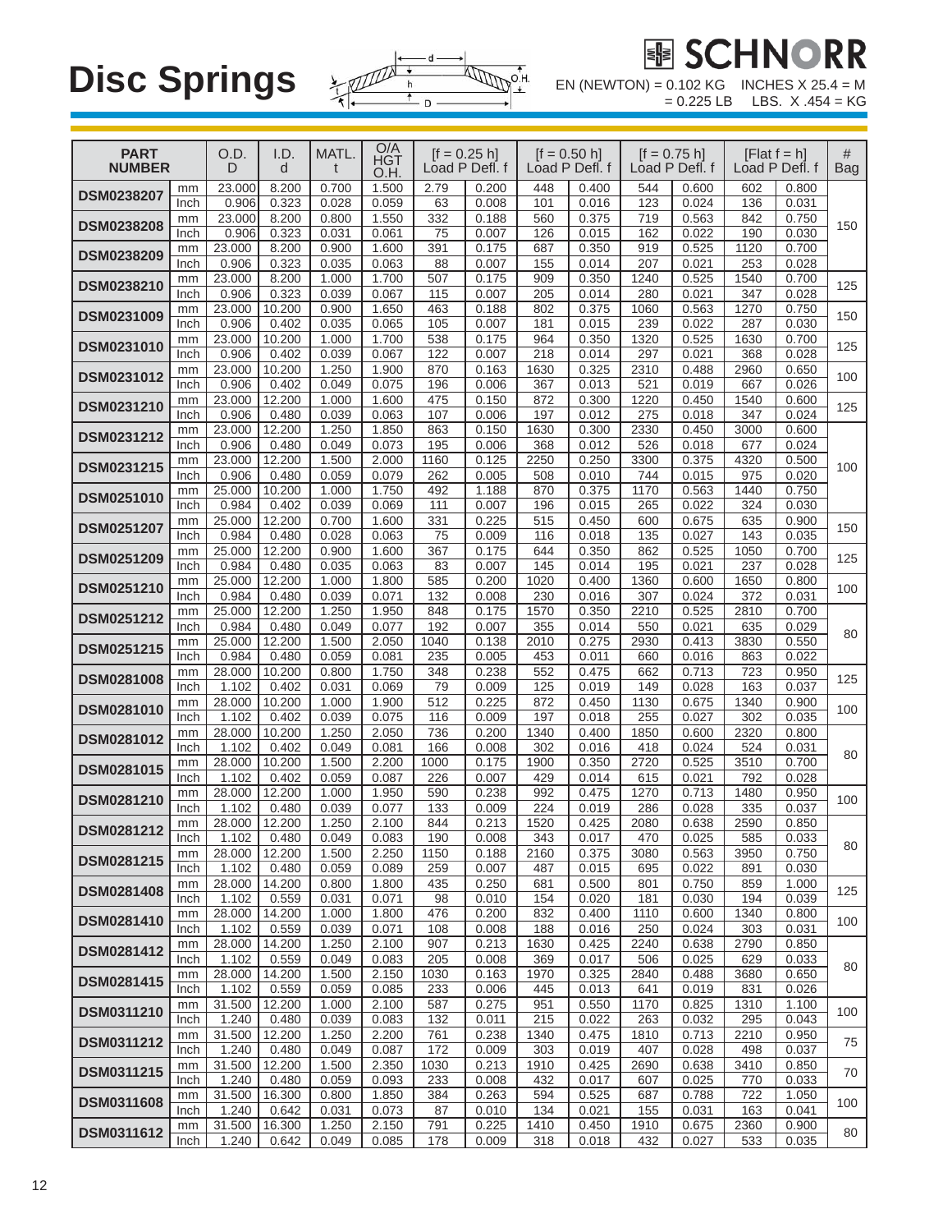# Disc Springs

SCHNORR

EN (NEWTON) = 0.102 KG = 0.225 LB    INCHES X 25.4 = M    LBS. X .454 = KG

| PART NUMBER | | O.D. D | I.D. d | MATL. t | O/A HGT O.H. | [f = 0.25 h] Load P | Defl. f | [f = 0.50 h] Load P | Defl. f | [f = 0.75 h] Load P | Defl. f | [Flat f = h] Load P | Defl. f | # Bag |
|---|---|---|---|---|---|---|---|---|---|---|---|---|---|---|
| DSM0238207 | mm | 23.000 | 8.200 | 0.700 | 1.500 | 2.79 | 0.200 | 448 | 0.400 | 544 | 0.600 | 602 | 0.800 | 150 |
| | Inch | 0.906 | 0.323 | 0.028 | 0.059 | 63 | 0.008 | 101 | 0.016 | 123 | 0.024 | 136 | 0.031 | |
| DSM0238208 | mm | 23.000 | 8.200 | 0.800 | 1.550 | 332 | 0.188 | 560 | 0.375 | 719 | 0.563 | 842 | 0.750 | |
| | Inch | 0.906 | 0.323 | 0.031 | 0.061 | 75 | 0.007 | 126 | 0.015 | 162 | 0.022 | 190 | 0.030 | |
| DSM0238209 | mm | 23.000 | 8.200 | 0.900 | 1.600 | 391 | 0.175 | 687 | 0.350 | 919 | 0.525 | 1120 | 0.700 | |
| | Inch | 0.906 | 0.323 | 0.035 | 0.063 | 88 | 0.007 | 155 | 0.014 | 207 | 0.021 | 253 | 0.028 | |
| DSM0238210 | mm | 23.000 | 8.200 | 1.000 | 1.700 | 507 | 0.175 | 909 | 0.350 | 1240 | 0.525 | 1540 | 0.700 | 125 |
| | Inch | 0.906 | 0.323 | 0.039 | 0.067 | 115 | 0.007 | 205 | 0.014 | 280 | 0.021 | 347 | 0.028 | |
| DSM0231009 | mm | 23.000 | 10.200 | 0.900 | 1.650 | 463 | 0.188 | 802 | 0.375 | 1060 | 0.563 | 1270 | 0.750 | 150 |
| | Inch | 0.906 | 0.402 | 0.035 | 0.065 | 105 | 0.007 | 181 | 0.015 | 239 | 0.022 | 287 | 0.030 | |
| DSM0231010 | mm | 23.000 | 10.200 | 1.000 | 1.700 | 538 | 0.175 | 964 | 0.350 | 1320 | 0.525 | 1630 | 0.700 | 125 |
| | Inch | 0.906 | 0.402 | 0.039 | 0.067 | 122 | 0.007 | 218 | 0.014 | 297 | 0.021 | 368 | 0.028 | |
| DSM0231012 | mm | 23.000 | 10.200 | 1.250 | 1.900 | 870 | 0.163 | 1630 | 0.325 | 2310 | 0.488 | 2960 | 0.650 | 100 |
| | Inch | 0.906 | 0.402 | 0.049 | 0.075 | 196 | 0.006 | 367 | 0.013 | 521 | 0.019 | 667 | 0.026 | |
| DSM0231210 | mm | 23.000 | 12.200 | 1.000 | 1.600 | 475 | 0.150 | 872 | 0.300 | 1220 | 0.450 | 1540 | 0.600 | 125 |
| | Inch | 0.906 | 0.480 | 0.039 | 0.063 | 107 | 0.006 | 197 | 0.012 | 275 | 0.018 | 347 | 0.024 | |
| DSM0231212 | mm | 23.000 | 12.200 | 1.250 | 1.850 | 863 | 0.150 | 1630 | 0.300 | 2330 | 0.450 | 3000 | 0.600 | 100 |
| | Inch | 0.906 | 0.480 | 0.049 | 0.073 | 195 | 0.006 | 368 | 0.012 | 526 | 0.018 | 677 | 0.024 | |
| DSM0231215 | mm | 23.000 | 12.200 | 1.500 | 2.000 | 1160 | 0.125 | 2250 | 0.250 | 3300 | 0.375 | 4320 | 0.500 | |
| | Inch | 0.906 | 0.480 | 0.059 | 0.079 | 262 | 0.005 | 508 | 0.010 | 744 | 0.015 | 975 | 0.020 | |
| DSM0251010 | mm | 25.000 | 10.200 | 1.000 | 1.750 | 492 | 1.188 | 870 | 0.375 | 1170 | 0.563 | 1440 | 0.750 | |
| | Inch | 0.984 | 0.402 | 0.039 | 0.069 | 111 | 0.007 | 196 | 0.015 | 265 | 0.022 | 324 | 0.030 | |
| DSM0251207 | mm | 25.000 | 12.200 | 0.700 | 1.600 | 331 | 0.225 | 515 | 0.450 | 600 | 0.675 | 635 | 0.900 | 150 |
| | Inch | 0.984 | 0.480 | 0.028 | 0.063 | 75 | 0.009 | 116 | 0.018 | 135 | 0.027 | 143 | 0.035 | |
| DSM0251209 | mm | 25.000 | 12.200 | 0.900 | 1.600 | 367 | 0.175 | 644 | 0.350 | 862 | 0.525 | 1050 | 0.700 | 125 |
| | Inch | 0.984 | 0.480 | 0.035 | 0.063 | 83 | 0.007 | 145 | 0.014 | 195 | 0.021 | 237 | 0.028 | |
| DSM0251210 | mm | 25.000 | 12.200 | 1.000 | 1.800 | 585 | 0.200 | 1020 | 0.400 | 1360 | 0.600 | 1650 | 0.800 | 100 |
| | Inch | 0.984 | 0.480 | 0.039 | 0.071 | 132 | 0.008 | 230 | 0.016 | 307 | 0.024 | 372 | 0.031 | |
| DSM0251212 | mm | 25.000 | 12.200 | 1.250 | 1.950 | 848 | 0.175 | 1570 | 0.350 | 2210 | 0.525 | 2810 | 0.700 | 80 |
| | Inch | 0.984 | 0.480 | 0.049 | 0.077 | 192 | 0.007 | 355 | 0.014 | 550 | 0.021 | 635 | 0.029 | |
| DSM0251215 | mm | 25.000 | 12.200 | 1.500 | 2.050 | 1040 | 0.138 | 2010 | 0.275 | 2930 | 0.413 | 3830 | 0.550 | |
| | Inch | 0.984 | 0.480 | 0.059 | 0.081 | 235 | 0.005 | 453 | 0.011 | 660 | 0.016 | 863 | 0.022 | |
| DSM0281008 | mm | 28.000 | 10.200 | 0.800 | 1.750 | 348 | 0.238 | 552 | 0.475 | 662 | 0.713 | 723 | 0.950 | 125 |
| | Inch | 1.102 | 0.402 | 0.031 | 0.069 | 79 | 0.009 | 125 | 0.019 | 149 | 0.028 | 163 | 0.037 | |
| DSM0281010 | mm | 28.000 | 10.200 | 1.000 | 1.900 | 512 | 0.225 | 872 | 0.450 | 1130 | 0.675 | 1340 | 0.900 | 100 |
| | Inch | 1.102 | 0.402 | 0.039 | 0.075 | 116 | 0.009 | 197 | 0.018 | 255 | 0.027 | 302 | 0.035 | |
| DSM0281012 | mm | 28.000 | 10.200 | 1.250 | 2.050 | 736 | 0.200 | 1340 | 0.400 | 1850 | 0.600 | 2320 | 0.800 | 80 |
| | Inch | 1.102 | 0.402 | 0.049 | 0.081 | 166 | 0.008 | 302 | 0.016 | 418 | 0.024 | 524 | 0.031 | |
| DSM0281015 | mm | 28.000 | 10.200 | 1.500 | 2.200 | 1000 | 0.175 | 1900 | 0.350 | 2720 | 0.525 | 3510 | 0.700 | |
| | Inch | 1.102 | 0.402 | 0.059 | 0.087 | 226 | 0.007 | 429 | 0.014 | 615 | 0.021 | 792 | 0.028 | |
| DSM0281210 | mm | 28.000 | 12.200 | 1.000 | 1.950 | 590 | 0.238 | 992 | 0.475 | 1270 | 0.713 | 1480 | 0.950 | 100 |
| | Inch | 1.102 | 0.480 | 0.039 | 0.077 | 133 | 0.009 | 224 | 0.019 | 286 | 0.028 | 335 | 0.037 | |
| DSM0281212 | mm | 28.000 | 12.200 | 1.250 | 2.100 | 844 | 0.213 | 1520 | 0.425 | 2080 | 0.638 | 2590 | 0.850 | 80 |
| | Inch | 1.102 | 0.480 | 0.049 | 0.083 | 190 | 0.008 | 343 | 0.017 | 470 | 0.025 | 585 | 0.033 | |
| DSM0281215 | mm | 28.000 | 12.200 | 1.500 | 2.250 | 1150 | 0.188 | 2160 | 0.375 | 3080 | 0.563 | 3950 | 0.750 | |
| | Inch | 1.102 | 0.480 | 0.059 | 0.089 | 259 | 0.007 | 487 | 0.015 | 695 | 0.022 | 891 | 0.030 | |
| DSM0281408 | mm | 28.000 | 14.200 | 0.800 | 1.800 | 435 | 0.250 | 681 | 0.500 | 801 | 0.750 | 859 | 1.000 | 125 |
| | Inch | 1.102 | 0.559 | 0.031 | 0.071 | 98 | 0.010 | 154 | 0.020 | 181 | 0.030 | 194 | 0.039 | |
| DSM0281410 | mm | 28.000 | 14.200 | 1.000 | 1.800 | 476 | 0.200 | 832 | 0.400 | 1110 | 0.600 | 1340 | 0.800 | 100 |
| | Inch | 1.102 | 0.559 | 0.039 | 0.071 | 108 | 0.008 | 188 | 0.016 | 250 | 0.024 | 303 | 0.031 | |
| DSM0281412 | mm | 28.000 | 14.200 | 1.250 | 2.100 | 907 | 0.213 | 1630 | 0.425 | 2240 | 0.638 | 2790 | 0.850 | 80 |
| | Inch | 1.102 | 0.559 | 0.049 | 0.083 | 205 | 0.008 | 369 | 0.017 | 506 | 0.025 | 629 | 0.033 | |
| DSM0281415 | mm | 28.000 | 14.200 | 1.500 | 2.150 | 1030 | 0.163 | 1970 | 0.325 | 2840 | 0.488 | 3680 | 0.650 | |
| | Inch | 1.102 | 0.559 | 0.059 | 0.085 | 233 | 0.006 | 445 | 0.013 | 641 | 0.019 | 831 | 0.026 | |
| DSM0311210 | mm | 31.500 | 12.200 | 1.000 | 2.100 | 587 | 0.275 | 951 | 0.550 | 1170 | 0.825 | 1310 | 1.100 | 100 |
| | Inch | 1.240 | 0.480 | 0.039 | 0.083 | 132 | 0.011 | 215 | 0.022 | 263 | 0.032 | 295 | 0.043 | |
| DSM0311212 | mm | 31.500 | 12.200 | 1.250 | 2.200 | 761 | 0.238 | 1340 | 0.475 | 1810 | 0.713 | 2210 | 0.950 | 75 |
| | Inch | 1.240 | 0.480 | 0.049 | 0.087 | 172 | 0.009 | 303 | 0.019 | 407 | 0.028 | 498 | 0.037 | |
| DSM0311215 | mm | 31.500 | 12.200 | 1.500 | 2.350 | 1030 | 0.213 | 1910 | 0.425 | 2690 | 0.638 | 3410 | 0.850 | 70 |
| | Inch | 1.240 | 0.480 | 0.059 | 0.093 | 233 | 0.008 | 432 | 0.017 | 607 | 0.025 | 770 | 0.033 | |
| DSM0311608 | mm | 31.500 | 16.300 | 0.800 | 1.850 | 384 | 0.263 | 594 | 0.525 | 687 | 0.788 | 722 | 1.050 | 100 |
| | Inch | 1.240 | 0.642 | 0.031 | 0.073 | 87 | 0.010 | 134 | 0.021 | 155 | 0.031 | 163 | 0.041 | |
| DSM0311612 | mm | 31.500 | 16.300 | 1.250 | 2.150 | 791 | 0.225 | 1410 | 0.450 | 1910 | 0.675 | 2360 | 0.900 | 80 |
| | Inch | 1.240 | 0.642 | 0.049 | 0.085 | 178 | 0.009 | 318 | 0.018 | 432 | 0.027 | 533 | 0.035 | |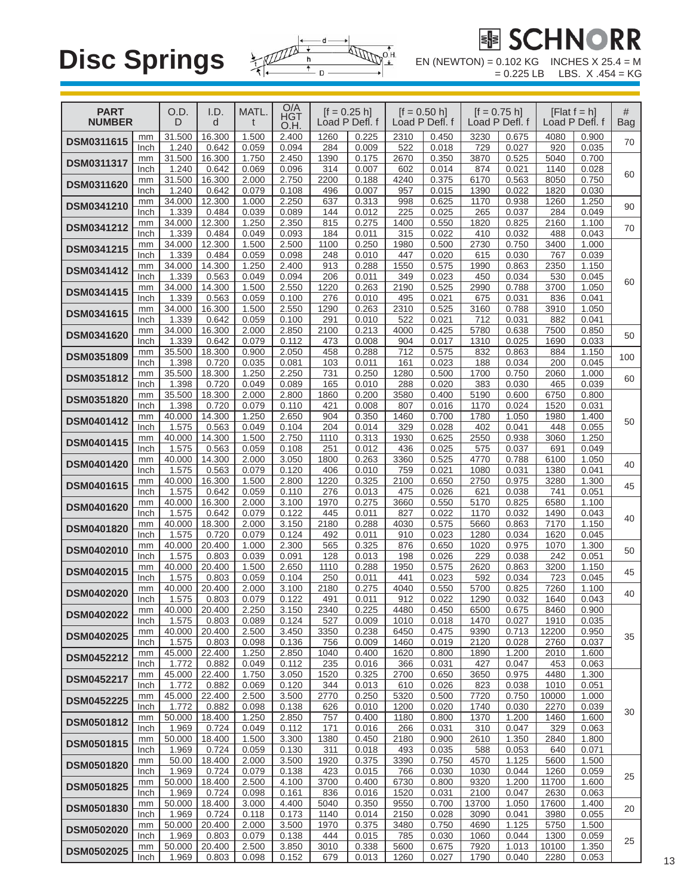# Disc Springs

# SCHNORR

EN (NEWTON) = 0.102 KG = 0.225 LB    INCHES X 25.4 = M    LBS. X .454 = KG

| PART NUMBER | | O.D. D | I.D. d | MATL. t | O/A HGT O.H. | [f = 0.25 h] Load P | Defl. f | [f = 0.50 h] Load P | Defl. f | [f = 0.75 h] Load P | Defl. f | [Flat f = h] Load P | Defl. f | # Bag |
|---|---|---|---|---|---|---|---|---|---|---|---|---|---|---|
| DSM0311615 | mm | 31.500 | 16.300 | 1.500 | 2.400 | 1260 | 0.225 | 2310 | 0.450 | 3230 | 0.675 | 4080 | 0.900 | 70 |
| | Inch | 1.240 | 0.642 | 0.059 | 0.094 | 284 | 0.009 | 522 | 0.018 | 729 | 0.027 | 920 | 0.035 | |
| DSM0311317 | mm | 31.500 | 16.300 | 1.750 | 2.450 | 1390 | 0.175 | 2670 | 0.350 | 3870 | 0.525 | 5040 | 0.700 | 60 |
| | Inch | 1.240 | 0.642 | 0.069 | 0.096 | 314 | 0.007 | 602 | 0.014 | 874 | 0.021 | 1140 | 0.028 | |
| DSM0311620 | mm | 31.500 | 16.300 | 2.000 | 2.750 | 2200 | 0.188 | 4240 | 0.375 | 6170 | 0.563 | 8050 | 0.750 | |
| | Inch | 1.240 | 0.642 | 0.079 | 0.108 | 496 | 0.007 | 957 | 0.015 | 1390 | 0.022 | 1820 | 0.030 | |
| DSM0341210 | mm | 34.000 | 12.300 | 1.000 | 2.250 | 637 | 0.313 | 998 | 0.625 | 1170 | 0.938 | 1260 | 1.250 | 90 |
| | Inch | 1.339 | 0.484 | 0.039 | 0.089 | 144 | 0.012 | 225 | 0.025 | 265 | 0.037 | 284 | 0.049 | |
| DSM0341212 | mm | 34.000 | 12.300 | 1.250 | 2.350 | 815 | 0.275 | 1400 | 0.550 | 1820 | 0.825 | 2160 | 1.100 | 70 |
| | Inch | 1.339 | 0.484 | 0.049 | 0.093 | 184 | 0.011 | 315 | 0.022 | 410 | 0.032 | 488 | 0.043 | |
| DSM0341215 | mm | 34.000 | 12.300 | 1.500 | 2.500 | 1100 | 0.250 | 1980 | 0.500 | 2730 | 0.750 | 3400 | 1.000 | 60 |
| | Inch | 1.339 | 0.484 | 0.059 | 0.098 | 248 | 0.010 | 447 | 0.020 | 615 | 0.030 | 767 | 0.039 | |
| DSM0341412 | mm | 34.000 | 14.300 | 1.250 | 2.400 | 913 | 0.288 | 1550 | 0.575 | 1990 | 0.863 | 2350 | 1.150 | |
| | Inch | 1.339 | 0.563 | 0.049 | 0.094 | 206 | 0.011 | 349 | 0.023 | 450 | 0.034 | 530 | 0.045 | |
| DSM0341415 | mm | 34.000 | 14.300 | 1.500 | 2.550 | 1220 | 0.263 | 2190 | 0.525 | 2990 | 0.788 | 3700 | 1.050 | |
| | Inch | 1.339 | 0.563 | 0.059 | 0.100 | 276 | 0.010 | 495 | 0.021 | 675 | 0.031 | 836 | 0.041 | |
| DSM0341615 | mm | 34.000 | 16.300 | 1.500 | 2.550 | 1290 | 0.263 | 2310 | 0.525 | 3160 | 0.788 | 3910 | 1.050 | |
| | Inch | 1.339 | 0.642 | 0.059 | 0.100 | 291 | 0.010 | 522 | 0.021 | 712 | 0.031 | 882 | 0.041 | |
| DSM0341620 | mm | 34.000 | 16.300 | 2.000 | 2.850 | 2100 | 0.213 | 4000 | 0.425 | 5780 | 0.638 | 7500 | 0.850 | 50 |
| | Inch | 1.339 | 0.642 | 0.079 | 0.112 | 473 | 0.008 | 904 | 0.017 | 1310 | 0.025 | 1690 | 0.033 | |
| DSM0351809 | mm | 35.500 | 18.300 | 0.900 | 2.050 | 458 | 0.288 | 712 | 0.575 | 832 | 0.863 | 884 | 1.150 | 100 |
| | Inch | 1.398 | 0.720 | 0.035 | 0.081 | 103 | 0.011 | 161 | 0.023 | 188 | 0.034 | 200 | 0.045 | |
| DSM0351812 | mm | 35.500 | 18.300 | 1.250 | 2.250 | 731 | 0.250 | 1280 | 0.500 | 1700 | 0.750 | 2060 | 1.000 | 60 |
| | Inch | 1.398 | 0.720 | 0.049 | 0.089 | 165 | 0.010 | 288 | 0.020 | 383 | 0.030 | 465 | 0.039 | |
| DSM0351820 | mm | 35.500 | 18.300 | 2.000 | 2.800 | 1860 | 0.200 | 3580 | 0.400 | 5190 | 0.600 | 6750 | 0.800 | 50 |
| | Inch | 1.398 | 0.720 | 0.079 | 0.110 | 421 | 0.008 | 807 | 0.016 | 1170 | 0.024 | 1520 | 0.031 | |
| DSM0401412 | mm | 40.000 | 14.300 | 1.250 | 2.650 | 904 | 0.350 | 1460 | 0.700 | 1780 | 1.050 | 1980 | 1.400 | |
| | Inch | 1.575 | 0.563 | 0.049 | 0.104 | 204 | 0.014 | 329 | 0.028 | 402 | 0.041 | 448 | 0.055 | |
| DSM0401415 | mm | 40.000 | 14.300 | 1.500 | 2.750 | 1110 | 0.313 | 1930 | 0.625 | 2550 | 0.938 | 3060 | 1.250 | |
| | Inch | 1.575 | 0.563 | 0.059 | 0.108 | 251 | 0.012 | 436 | 0.025 | 575 | 0.037 | 691 | 0.049 | |
| DSM0401420 | mm | 40.000 | 14.300 | 2.000 | 3.050 | 1800 | 0.263 | 3360 | 0.525 | 4770 | 0.788 | 6100 | 1.050 | 40 |
| | Inch | 1.575 | 0.563 | 0.079 | 0.120 | 406 | 0.010 | 759 | 0.021 | 1080 | 0.031 | 1380 | 0.041 | |
| DSM0401615 | mm | 40.000 | 16.300 | 1.500 | 2.800 | 1220 | 0.325 | 2100 | 0.650 | 2750 | 0.975 | 3280 | 1.300 | 45 |
| | Inch | 1.575 | 0.642 | 0.059 | 0.110 | 276 | 0.013 | 475 | 0.026 | 621 | 0.038 | 741 | 0.051 | |
| DSM0401620 | mm | 40.000 | 16.300 | 2.000 | 3.100 | 1970 | 0.275 | 3660 | 0.550 | 5170 | 0.825 | 6580 | 1.100 | 40 |
| | Inch | 1.575 | 0.642 | 0.079 | 0.122 | 445 | 0.011 | 827 | 0.022 | 1170 | 0.032 | 1490 | 0.043 | |
| DSM0401820 | mm | 40.000 | 18.300 | 2.000 | 3.150 | 2180 | 0.288 | 4030 | 0.575 | 5660 | 0.863 | 7170 | 1.150 | |
| | Inch | 1.575 | 0.720 | 0.079 | 0.124 | 492 | 0.011 | 910 | 0.023 | 1280 | 0.034 | 1620 | 0.045 | |
| DSM0402010 | mm | 40.000 | 20.400 | 1.000 | 2.300 | 565 | 0.325 | 876 | 0.650 | 1020 | 0.975 | 1070 | 1.300 | 50 |
| | Inch | 1.575 | 0.803 | 0.039 | 0.091 | 128 | 0.013 | 198 | 0.026 | 229 | 0.038 | 242 | 0.051 | |
| DSM0402015 | mm | 40.000 | 20.400 | 1.500 | 2.650 | 1110 | 0.288 | 1950 | 0.575 | 2620 | 0.863 | 3200 | 1.150 | 45 |
| | Inch | 1.575 | 0.803 | 0.059 | 0.104 | 250 | 0.011 | 441 | 0.023 | 592 | 0.034 | 723 | 0.045 | |
| DSM0402020 | mm | 40.000 | 20.400 | 2.000 | 3.100 | 2180 | 0.275 | 4040 | 0.550 | 5700 | 0.825 | 7260 | 1.100 | 40 |
| | Inch | 1.575 | 0.803 | 0.079 | 0.122 | 491 | 0.011 | 912 | 0.022 | 1290 | 0.032 | 1640 | 0.043 | |
| DSM0402022 | mm | 40.000 | 20.400 | 2.250 | 3.150 | 2340 | 0.225 | 4480 | 0.450 | 6500 | 0.675 | 8460 | 0.900 | 35 |
| | Inch | 1.575 | 0.803 | 0.089 | 0.124 | 527 | 0.009 | 1010 | 0.018 | 1470 | 0.027 | 1910 | 0.035 | |
| DSM0402025 | mm | 40.000 | 20.400 | 2.500 | 3.450 | 3350 | 0.238 | 6450 | 0.475 | 9390 | 0.713 | 12200 | 0.950 | |
| | Inch | 1.575 | 0.803 | 0.098 | 0.136 | 756 | 0.009 | 1460 | 0.019 | 2120 | 0.028 | 2760 | 0.037 | |
| DSM0452212 | mm | 45.000 | 22.400 | 1.250 | 2.850 | 1040 | 0.400 | 1620 | 0.800 | 1890 | 1.200 | 2010 | 1.600 | |
| | Inch | 1.772 | 0.882 | 0.049 | 0.112 | 235 | 0.016 | 366 | 0.031 | 427 | 0.047 | 453 | 0.063 | |
| DSM0452217 | mm | 45.000 | 22.400 | 1.750 | 3.050 | 1520 | 0.325 | 2700 | 0.650 | 3650 | 0.975 | 4480 | 1.300 | 30 |
| | Inch | 1.772 | 0.882 | 0.069 | 0.120 | 344 | 0.013 | 610 | 0.026 | 823 | 0.038 | 1010 | 0.051 | |
| DSM0452225 | mm | 45.000 | 22.400 | 2.500 | 3.500 | 2770 | 0.250 | 5320 | 0.500 | 7720 | 0.750 | 10000 | 1.000 | |
| | Inch | 1.772 | 0.882 | 0.098 | 0.138 | 626 | 0.010 | 1200 | 0.020 | 1740 | 0.030 | 2270 | 0.039 | |
| DSM0501812 | mm | 50.000 | 18.400 | 1.250 | 2.850 | 757 | 0.400 | 1180 | 0.800 | 1370 | 1.200 | 1460 | 1.600 | |
| | Inch | 1.969 | 0.724 | 0.049 | 0.112 | 171 | 0.016 | 266 | 0.031 | 310 | 0.047 | 329 | 0.063 | |
| DSM0501815 | mm | 50.000 | 18.400 | 1.500 | 3.300 | 1380 | 0.450 | 2180 | 0.900 | 2610 | 1.350 | 2840 | 1.800 | |
| | Inch | 1.969 | 0.724 | 0.059 | 0.130 | 311 | 0.018 | 493 | 0.035 | 588 | 0.053 | 640 | 0.071 | |
| DSM0501820 | mm | 50.00 | 18.400 | 2.000 | 3.500 | 1920 | 0.375 | 3390 | 0.750 | 4570 | 1.125 | 5600 | 1.500 | 25 |
| | Inch | 1.969 | 0.724 | 0.079 | 0.138 | 423 | 0.015 | 766 | 0.030 | 1030 | 0.044 | 1260 | 0.059 | |
| DSM0501825 | mm | 50.000 | 18.400 | 2.500 | 4.100 | 3700 | 0.400 | 6730 | 0.800 | 9320 | 1.200 | 11700 | 1.600 | |
| | Inch | 1.969 | 0.724 | 0.098 | 0.161 | 836 | 0.016 | 1520 | 0.031 | 2100 | 0.047 | 2630 | 0.063 | |
| DSM0501830 | mm | 50.000 | 18.400 | 3.000 | 4.400 | 5040 | 0.350 | 9550 | 0.700 | 13700 | 1.050 | 17600 | 1.400 | 20 |
| | Inch | 1.969 | 0.724 | 0.118 | 0.173 | 1140 | 0.014 | 2150 | 0.028 | 3090 | 0.041 | 3980 | 0.055 | |
| DSM0502020 | mm | 50.000 | 20.400 | 2.000 | 3.500 | 1970 | 0.375 | 3480 | 0.750 | 4690 | 1.125 | 5750 | 1.500 | 25 |
| | Inch | 1.969 | 0.803 | 0.079 | 0.138 | 444 | 0.015 | 785 | 0.030 | 1060 | 0.044 | 1300 | 0.059 | |
| DSM0502025 | mm | 50.000 | 20.400 | 2.500 | 3.850 | 3010 | 0.338 | 5600 | 0.675 | 7920 | 1.013 | 10100 | 1.350 | |
| | Inch | 1.969 | 0.803 | 0.098 | 0.152 | 679 | 0.013 | 1260 | 0.027 | 1790 | 0.040 | 2280 | 0.053 | |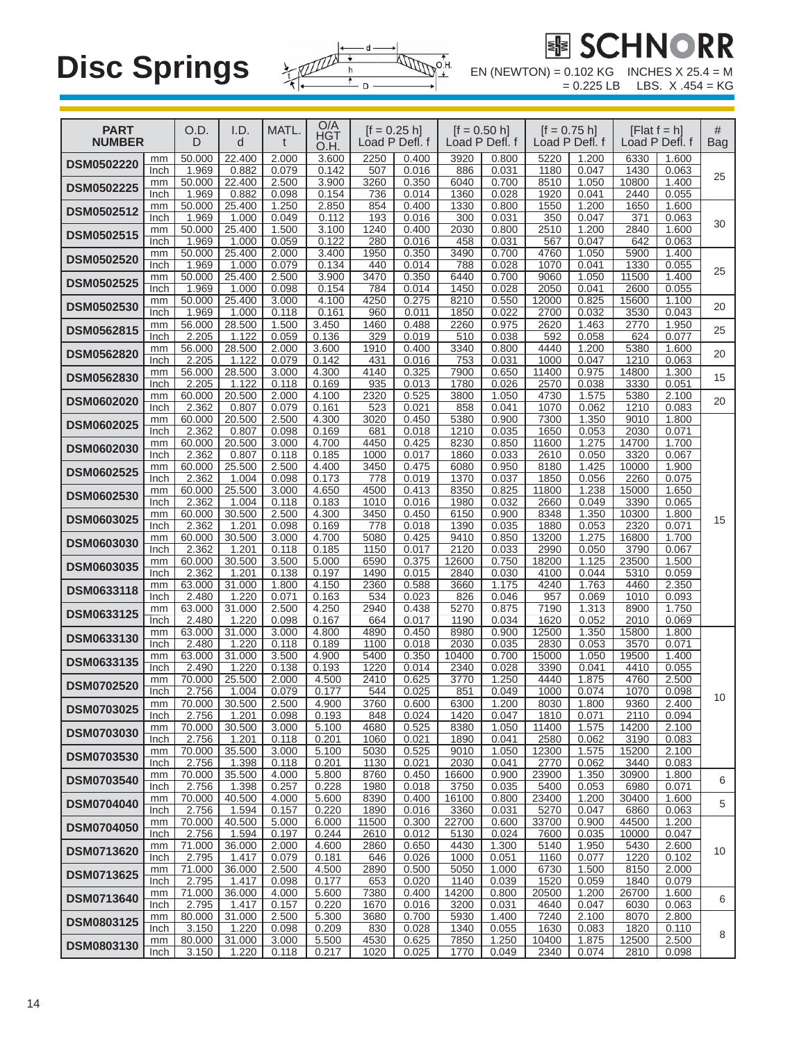# Disc Springs

SCHNORR

EN (NEWTON) = 0.102 KG = 0.225 LB  INCHES X 25.4 = M  LBS. X .454 = KG

| PART NUMBER | | O.D. D | I.D. d | MATL. t | O/A HGT O.H. | [f = 0.25 h] Load P | Defl. f | [f = 0.50 h] Load P | Defl. f | [f = 0.75 h] Load P | Defl. f | [Flat f = h] Load P | Defl. f | # Bag |
|---|---|---|---|---|---|---|---|---|---|---|---|---|---|---|
| DSM0502220 | mm | 50.000 | 22.400 | 2.000 | 3.600 | 2250 | 0.400 | 3920 | 0.800 | 5220 | 1.200 | 6330 | 1.600 | 25 |
| | Inch | 1.969 | 0.882 | 0.079 | 0.142 | 507 | 0.016 | 886 | 0.031 | 1180 | 0.047 | 1430 | 0.063 | |
| DSM0502225 | mm | 50.000 | 22.400 | 2.500 | 3.900 | 3260 | 0.350 | 6040 | 0.700 | 8510 | 1.050 | 10800 | 1.400 | |
| | Inch | 1.969 | 0.882 | 0.098 | 0.154 | 736 | 0.014 | 1360 | 0.028 | 1920 | 0.041 | 2440 | 0.055 | |
| DSM0502512 | mm | 50.000 | 25.400 | 1.250 | 2.850 | 854 | 0.400 | 1330 | 0.800 | 1550 | 1.200 | 1650 | 1.600 | 30 |
| | Inch | 1.969 | 1.000 | 0.049 | 0.112 | 193 | 0.016 | 300 | 0.031 | 350 | 0.047 | 371 | 0.063 | |
| DSM0502515 | mm | 50.000 | 25.400 | 1.500 | 3.100 | 1240 | 0.400 | 2030 | 0.800 | 2510 | 1.200 | 2840 | 1.600 | |
| | Inch | 1.969 | 1.000 | 0.059 | 0.122 | 280 | 0.016 | 458 | 0.031 | 567 | 0.047 | 642 | 0.063 | |
| DSM0502520 | mm | 50.000 | 25.400 | 2.000 | 3.400 | 1950 | 0.350 | 3490 | 0.700 | 4760 | 1.050 | 5900 | 1.400 | 25 |
| | Inch | 1.969 | 1.000 | 0.079 | 0.134 | 440 | 0.014 | 788 | 0.028 | 1070 | 0.041 | 1330 | 0.055 | |
| DSM0502525 | mm | 50.000 | 25.400 | 2.500 | 3.900 | 3470 | 0.350 | 6440 | 0.700 | 9060 | 1.050 | 11500 | 1.400 | |
| | Inch | 1.969 | 1.000 | 0.098 | 0.154 | 784 | 0.014 | 1450 | 0.028 | 2050 | 0.041 | 2600 | 0.055 | |
| DSM0502530 | mm | 50.000 | 25.400 | 3.000 | 4.100 | 4250 | 0.275 | 8210 | 0.550 | 12000 | 0.825 | 15600 | 1.100 | 20 |
| | Inch | 1.969 | 1.000 | 0.118 | 0.161 | 960 | 0.011 | 1850 | 0.022 | 2700 | 0.032 | 3530 | 0.043 | |
| DSM0562815 | mm | 56.000 | 28.500 | 1.500 | 3.450 | 1460 | 0.488 | 2260 | 0.975 | 2620 | 1.463 | 2770 | 1.950 | 25 |
| | Inch | 2.205 | 1.122 | 0.059 | 0.136 | 329 | 0.019 | 510 | 0.038 | 592 | 0.058 | 624 | 0.077 | |
| DSM0562820 | mm | 56.000 | 28.500 | 2.000 | 3.600 | 1910 | 0.400 | 3340 | 0.800 | 4440 | 1.200 | 5380 | 1.600 | 20 |
| | Inch | 2.205 | 1.122 | 0.079 | 0.142 | 431 | 0.016 | 753 | 0.031 | 1000 | 0.047 | 1210 | 0.063 | |
| DSM0562830 | mm | 56.000 | 28.500 | 3.000 | 4.300 | 4140 | 0.325 | 7900 | 0.650 | 11400 | 0.975 | 14800 | 1.300 | 15 |
| | Inch | 2.205 | 1.122 | 0.118 | 0.169 | 935 | 0.013 | 1780 | 0.026 | 2570 | 0.038 | 3330 | 0.051 | |
| DSM0602020 | mm | 60.000 | 20.500 | 2.000 | 4.100 | 2320 | 0.525 | 3800 | 1.050 | 4730 | 1.575 | 5380 | 2.100 | 20 |
| | Inch | 2.362 | 0.807 | 0.079 | 0.161 | 523 | 0.021 | 858 | 0.041 | 1070 | 0.062 | 1210 | 0.083 | |
| DSM0602025 | mm | 60.000 | 20.500 | 2.500 | 4.300 | 3020 | 0.450 | 5380 | 0.900 | 7300 | 1.350 | 9010 | 1.800 | 15 |
| | Inch | 2.362 | 0.807 | 0.098 | 0.169 | 681 | 0.018 | 1210 | 0.035 | 1650 | 0.053 | 2030 | 0.071 | |
| DSM0602030 | mm | 60.000 | 20.500 | 3.000 | 4.700 | 4450 | 0.425 | 8230 | 0.850 | 11600 | 1.275 | 14700 | 1.700 | |
| | Inch | 2.362 | 0.807 | 0.118 | 0.185 | 1000 | 0.017 | 1860 | 0.033 | 2610 | 0.050 | 3320 | 0.067 | |
| DSM0602525 | mm | 60.000 | 25.500 | 2.500 | 4.400 | 3450 | 0.475 | 6080 | 0.950 | 8180 | 1.425 | 10000 | 1.900 | |
| | Inch | 2.362 | 1.004 | 0.098 | 0.173 | 778 | 0.019 | 1370 | 0.037 | 1850 | 0.056 | 2260 | 0.075 | |
| DSM0602530 | mm | 60.000 | 25.500 | 3.000 | 4.650 | 4500 | 0.413 | 8350 | 0.825 | 11800 | 1.238 | 15000 | 1.650 | |
| | Inch | 2.362 | 1.004 | 0.118 | 0.183 | 1010 | 0.016 | 1980 | 0.032 | 2660 | 0.049 | 3390 | 0.065 | |
| DSM0603025 | mm | 60.000 | 30.500 | 2.500 | 4.300 | 3450 | 0.450 | 6150 | 0.900 | 8348 | 1.350 | 10300 | 1.800 | |
| | Inch | 2.362 | 1.201 | 0.098 | 0.169 | 778 | 0.018 | 1390 | 0.035 | 1880 | 0.053 | 2320 | 0.071 | |
| DSM0603030 | mm | 60.000 | 30.500 | 3.000 | 4.700 | 5080 | 0.425 | 9410 | 0.850 | 13200 | 1.275 | 16800 | 1.700 | |
| | Inch | 2.362 | 1.201 | 0.118 | 0.185 | 1150 | 0.017 | 2120 | 0.033 | 2990 | 0.050 | 3790 | 0.067 | |
| DSM0603035 | mm | 60.000 | 30.500 | 3.500 | 5.000 | 6590 | 0.375 | 12600 | 0.750 | 18200 | 1.125 | 23500 | 1.500 | |
| | Inch | 2.362 | 1.201 | 0.138 | 0.197 | 1490 | 0.015 | 2840 | 0.030 | 4100 | 0.044 | 5310 | 0.059 | |
| DSM0633118 | mm | 63.000 | 31.000 | 1.800 | 4.150 | 2360 | 0.588 | 3660 | 1.175 | 4240 | 1.763 | 4460 | 2.350 | |
| | Inch | 2.480 | 1.220 | 0.071 | 0.163 | 534 | 0.023 | 826 | 0.046 | 957 | 0.069 | 1010 | 0.093 | |
| DSM0633125 | mm | 63.000 | 31.000 | 2.500 | 4.250 | 2940 | 0.438 | 5270 | 0.875 | 7190 | 1.313 | 8900 | 1.750 | |
| | Inch | 2.480 | 1.220 | 0.098 | 0.167 | 664 | 0.017 | 1190 | 0.034 | 1620 | 0.052 | 2010 | 0.069 | |
| DSM0633130 | mm | 63.000 | 31.000 | 3.000 | 4.800 | 4890 | 0.450 | 8980 | 0.900 | 12500 | 1.350 | 15800 | 1.800 | 10 |
| | Inch | 2.480 | 1.220 | 0.118 | 0.189 | 1100 | 0.018 | 2030 | 0.035 | 2830 | 0.053 | 3570 | 0.071 | |
| DSM0633135 | mm | 63.000 | 31.000 | 3.500 | 4.900 | 5400 | 0.350 | 10400 | 0.700 | 15000 | 1.050 | 19500 | 1.400 | |
| | Inch | 2.490 | 1.220 | 0.138 | 0.193 | 1220 | 0.014 | 2340 | 0.028 | 3390 | 0.041 | 4410 | 0.055 | |
| DSM0702520 | mm | 70.000 | 25.500 | 2.000 | 4.500 | 2410 | 0.625 | 3770 | 1.250 | 4440 | 1.875 | 4760 | 2.500 | |
| | Inch | 2.756 | 1.004 | 0.079 | 0.177 | 544 | 0.025 | 851 | 0.049 | 1000 | 0.074 | 1070 | 0.098 | |
| DSM0703025 | mm | 70.000 | 30.500 | 2.500 | 4.900 | 3760 | 0.600 | 6300 | 1.200 | 8030 | 1.800 | 9360 | 2.400 | |
| | Inch | 2.756 | 1.201 | 0.098 | 0.193 | 848 | 0.024 | 1420 | 0.047 | 1810 | 0.071 | 2110 | 0.094 | |
| DSM0703030 | mm | 70.000 | 30.500 | 3.000 | 5.100 | 4680 | 0.525 | 8380 | 1.050 | 11400 | 1.575 | 14200 | 2.100 | |
| | Inch | 2.756 | 1.201 | 0.118 | 0.201 | 1060 | 0.021 | 1890 | 0.041 | 2580 | 0.062 | 3190 | 0.083 | |
| DSM0703530 | mm | 70.000 | 35.500 | 3.000 | 5.100 | 5030 | 0.525 | 9010 | 1.050 | 12300 | 1.575 | 15200 | 2.100 | |
| | Inch | 2.756 | 1.398 | 0.118 | 0.201 | 1130 | 0.021 | 2030 | 0.041 | 2770 | 0.062 | 3440 | 0.083 | |
| DSM0703540 | mm | 70.000 | 35.500 | 4.000 | 5.800 | 8760 | 0.450 | 16600 | 0.900 | 23900 | 1.350 | 30900 | 1.800 | 6 |
| | Inch | 2.756 | 1.398 | 0.257 | 0.228 | 1980 | 0.018 | 3750 | 0.035 | 5400 | 0.053 | 6980 | 0.071 | |
| DSM0704040 | mm | 70.000 | 40.500 | 4.000 | 5.600 | 8390 | 0.400 | 16100 | 0.800 | 23400 | 1.200 | 30400 | 1.600 | 5 |
| | Inch | 2.756 | 1.594 | 0.157 | 0.220 | 1890 | 0.016 | 3360 | 0.031 | 5270 | 0.047 | 6860 | 0.063 | |
| DSM0704050 | mm | 70.000 | 40.500 | 5.000 | 6.000 | 11500 | 0.300 | 22700 | 0.600 | 33700 | 0.900 | 44500 | 1.200 | 10 |
| | Inch | 2.756 | 1.594 | 0.197 | 0.244 | 2610 | 0.012 | 5130 | 0.024 | 7600 | 0.035 | 10000 | 0.047 | |
| DSM0713620 | mm | 71.000 | 36.000 | 2.000 | 4.600 | 2860 | 0.650 | 4430 | 1.300 | 5140 | 1.950 | 5430 | 2.600 | |
| | Inch | 2.795 | 1.417 | 0.079 | 0.181 | 646 | 0.026 | 1000 | 0.051 | 1160 | 0.077 | 1220 | 0.102 | |
| DSM0713625 | mm | 71.000 | 36.000 | 2.500 | 4.500 | 2890 | 0.500 | 5050 | 1.000 | 6730 | 1.500 | 8150 | 2.000 | |
| | Inch | 2.795 | 1.417 | 0.098 | 0.177 | 653 | 0.020 | 1140 | 0.039 | 1520 | 0.059 | 1840 | 0.079 | |
| DSM0713640 | mm | 71.000 | 36.000 | 4.000 | 5.600 | 7380 | 0.400 | 14200 | 0.800 | 20500 | 1.200 | 26700 | 1.600 | 6 |
| | Inch | 2.795 | 1.417 | 0.157 | 0.220 | 1670 | 0.016 | 3200 | 0.031 | 4640 | 0.047 | 6030 | 0.063 | |
| DSM0803125 | mm | 80.000 | 31.000 | 2.500 | 5.300 | 3680 | 0.700 | 5930 | 1.400 | 7240 | 2.100 | 8070 | 2.800 | 8 |
| | Inch | 3.150 | 1.220 | 0.098 | 0.209 | 830 | 0.028 | 1340 | 0.055 | 1630 | 0.083 | 1820 | 0.110 | |
| DSM0803130 | mm | 80.000 | 31.000 | 3.000 | 5.500 | 4530 | 0.625 | 7850 | 1.250 | 10400 | 1.875 | 12500 | 2.500 | |
| | Inch | 3.150 | 1.220 | 0.118 | 0.217 | 1020 | 0.025 | 1770 | 0.049 | 2340 | 0.074 | 2810 | 0.098 | |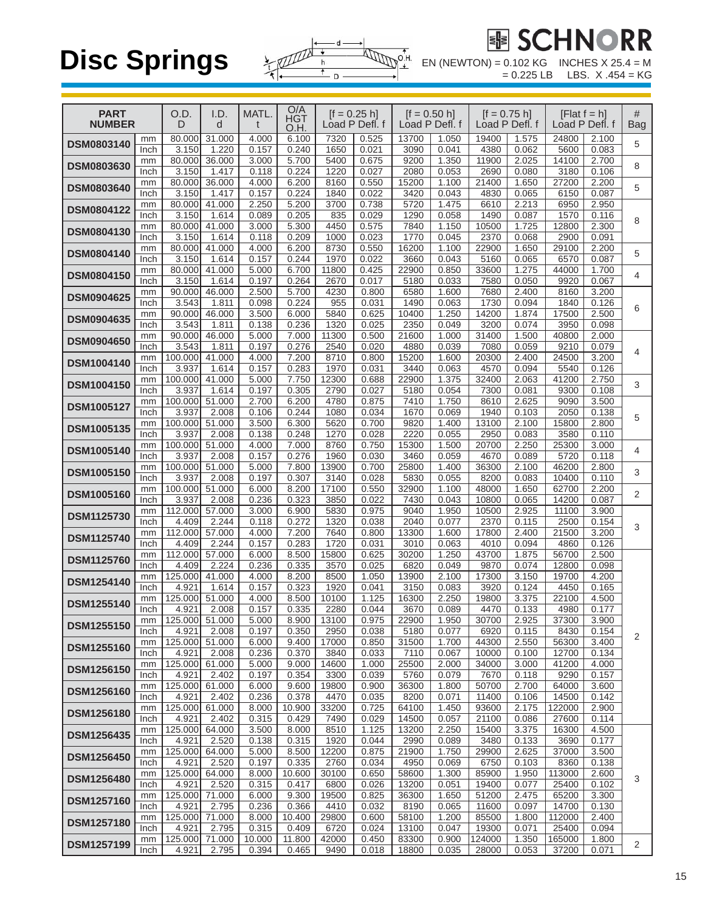# Disc Springs

**SCHNORR**

EN (NEWTON) = 0.102 KG = 0.225 LB    INCHES X 25.4 = M    LBS. X .454 = KG

| PART NUMBER | | O.D. D | I.D. d | MATL. t | O/A HGT O.H. | [f = 0.25 h] Load P | Defl. f | [f = 0.50 h] Load P | Defl. f | [f = 0.75 h] Load P | Defl. f | [Flat f = h] Load P | Defl. f | # Bag |
|---|---|---|---|---|---|---|---|---|---|---|---|---|---|---|
| DSM0803140 | mm | 80.000 | 31.000 | 4.000 | 6.100 | 7320 | 0.525 | 13700 | 1.050 | 19400 | 1.575 | 24800 | 2.100 | 5 |
| | Inch | 3.150 | 1.220 | 0.157 | 0.240 | 1650 | 0.021 | 3090 | 0.041 | 4380 | 0.062 | 5600 | 0.083 | |
| DSM0803630 | mm | 80.000 | 36.000 | 3.000 | 5.700 | 5400 | 0.675 | 9200 | 1.350 | 11900 | 2.025 | 14100 | 2.700 | 8 |
| | Inch | 3.150 | 1.417 | 0.118 | 0.224 | 1220 | 0.027 | 2080 | 0.053 | 2690 | 0.080 | 3180 | 0.106 | |
| DSM0803640 | mm | 80.000 | 36.000 | 4.000 | 6.200 | 8160 | 0.550 | 15200 | 1.100 | 21400 | 1.650 | 27200 | 2.200 | 5 |
| | Inch | 3.150 | 1.417 | 0.157 | 0.224 | 1840 | 0.022 | 3420 | 0.043 | 4830 | 0.065 | 6150 | 0.087 | |
| DSM0804122 | mm | 80.000 | 41.000 | 2.250 | 5.200 | 3700 | 0.738 | 5720 | 1.475 | 6610 | 2.213 | 6950 | 2.950 | 8 |
| | Inch | 3.150 | 1.614 | 0.089 | 0.205 | 835 | 0.029 | 1290 | 0.058 | 1490 | 0.087 | 1570 | 0.116 | |
| DSM0804130 | mm | 80.000 | 41.000 | 3.000 | 5.300 | 4450 | 0.575 | 7840 | 1.150 | 10500 | 1.725 | 12800 | 2.300 | |
| | Inch | 3.150 | 1.614 | 0.118 | 0.209 | 1000 | 0.023 | 1770 | 0.045 | 2370 | 0.068 | 2900 | 0.091 | |
| DSM0804140 | mm | 80.000 | 41.000 | 4.000 | 6.200 | 8730 | 0.550 | 16200 | 1.100 | 22900 | 1.650 | 29100 | 2.200 | 5 |
| | Inch | 3.150 | 1.614 | 0.157 | 0.244 | 1970 | 0.022 | 3660 | 0.043 | 5160 | 0.065 | 6570 | 0.087 | |
| DSM0804150 | mm | 80.000 | 41.000 | 5.000 | 6.700 | 11800 | 0.425 | 22900 | 0.850 | 33600 | 1.275 | 44000 | 1.700 | 4 |
| | Inch | 3.150 | 1.614 | 0.197 | 0.264 | 2670 | 0.017 | 5180 | 0.033 | 7580 | 0.050 | 9920 | 0.067 | |
| DSM0904625 | mm | 90.000 | 46.000 | 2.500 | 5.700 | 4230 | 0.800 | 6580 | 1.600 | 7680 | 2.400 | 8160 | 3.200 | 6 |
| | Inch | 3.543 | 1.811 | 0.098 | 0.224 | 955 | 0.031 | 1490 | 0.063 | 1730 | 0.094 | 1840 | 0.126 | |
| DSM0904635 | mm | 90.000 | 46.000 | 3.500 | 6.000 | 5840 | 0.625 | 10400 | 1.250 | 14200 | 1.874 | 17500 | 2.500 | |
| | Inch | 3.543 | 1.811 | 0.138 | 0.236 | 1320 | 0.025 | 2350 | 0.049 | 3200 | 0.074 | 3950 | 0.098 | |
| DSM0904650 | mm | 90.000 | 46.000 | 5.000 | 7.000 | 11300 | 0.500 | 21600 | 1.000 | 31400 | 1.500 | 40800 | 2.000 | 4 |
| | Inch | 3.543 | 1.811 | 0.197 | 0.276 | 2540 | 0.020 | 4880 | 0.039 | 7080 | 0.059 | 9210 | 0.079 | |
| DSM1004140 | mm | 100.000 | 41.000 | 4.000 | 7.200 | 8710 | 0.800 | 15200 | 1.600 | 20300 | 2.400 | 24500 | 3.200 | |
| | Inch | 3.937 | 1.614 | 0.157 | 0.283 | 1970 | 0.031 | 3440 | 0.063 | 4570 | 0.094 | 5540 | 0.126 | |
| DSM1004150 | mm | 100.000 | 41.000 | 5.000 | 7.750 | 12300 | 0.688 | 22900 | 1.375 | 32400 | 2.063 | 41200 | 2.750 | 3 |
| | Inch | 3.937 | 1.614 | 0.197 | 0.305 | 2790 | 0.027 | 5180 | 0.054 | 7300 | 0.081 | 9300 | 0.108 | |
| DSM1005127 | mm | 100.000 | 51.000 | 2.700 | 6.200 | 4780 | 0.875 | 7410 | 1.750 | 8610 | 2.625 | 9090 | 3.500 | 5 |
| | Inch | 3.937 | 2.008 | 0.106 | 0.244 | 1080 | 0.034 | 1670 | 0.069 | 1940 | 0.103 | 2050 | 0.138 | |
| DSM1005135 | mm | 100.000 | 51.000 | 3.500 | 6.300 | 5620 | 0.700 | 9820 | 1.400 | 13100 | 2.100 | 15800 | 2.800 | |
| | Inch | 3.937 | 2.008 | 0.138 | 0.248 | 1270 | 0.028 | 2220 | 0.055 | 2950 | 0.083 | 3580 | 0.110 | |
| DSM1005140 | mm | 100.000 | 51.000 | 4.000 | 7.000 | 8760 | 0.750 | 15300 | 1.500 | 20700 | 2.250 | 25300 | 3.000 | 4 |
| | Inch | 3.937 | 2.008 | 0.157 | 0.276 | 1960 | 0.030 | 3460 | 0.059 | 4670 | 0.089 | 5720 | 0.118 | |
| DSM1005150 | mm | 100.000 | 51.000 | 5.000 | 7.800 | 13900 | 0.700 | 25800 | 1.400 | 36300 | 2.100 | 46200 | 2.800 | 3 |
| | Inch | 3.937 | 2.008 | 0.197 | 0.307 | 3140 | 0.028 | 5830 | 0.055 | 8200 | 0.083 | 10400 | 0.110 | |
| DSM1005160 | mm | 100.000 | 51.000 | 6.000 | 8.200 | 17100 | 0.550 | 32900 | 1.100 | 48000 | 1.650 | 62700 | 2.200 | 2 |
| | Inch | 3.937 | 2.008 | 0.236 | 0.323 | 3850 | 0.022 | 7430 | 0.043 | 10800 | 0.065 | 14200 | 0.087 | |
| DSM1125730 | mm | 112.000 | 57.000 | 3.000 | 6.900 | 5830 | 0.975 | 9040 | 1.950 | 10500 | 2.925 | 11100 | 3.900 | 3 |
| | Inch | 4.409 | 2.244 | 0.118 | 0.272 | 1320 | 0.038 | 2040 | 0.077 | 2370 | 0.115 | 2500 | 0.154 | |
| DSM1125740 | mm | 112.000 | 57.000 | 4.000 | 7.200 | 7640 | 0.800 | 13300 | 1.600 | 17800 | 2.400 | 21500 | 3.200 | |
| | Inch | 4.409 | 2.244 | 0.157 | 0.283 | 1720 | 0.031 | 3010 | 0.063 | 4010 | 0.094 | 4860 | 0.126 | |
| DSM1125760 | mm | 112.000 | 57.000 | 6.000 | 8.500 | 15800 | 0.625 | 30200 | 1.250 | 43700 | 1.875 | 56700 | 2.500 | 2 |
| | Inch | 4.409 | 2.224 | 0.236 | 0.335 | 3570 | 0.025 | 6820 | 0.049 | 9870 | 0.074 | 12800 | 0.098 | |
| DSM1254140 | mm | 125.000 | 41.000 | 4.000 | 8.200 | 8500 | 1.050 | 13900 | 2.100 | 17300 | 3.150 | 19700 | 4.200 | |
| | Inch | 4.921 | 1.614 | 0.157 | 0.323 | 1920 | 0.041 | 3150 | 0.083 | 3920 | 0.124 | 4450 | 0.165 | |
| DSM1255140 | mm | 125.000 | 51.000 | 4.000 | 8.500 | 10100 | 1.125 | 16300 | 2.250 | 19800 | 3.375 | 22100 | 4.500 | |
| | Inch | 4.921 | 2.008 | 0.157 | 0.335 | 2280 | 0.044 | 3670 | 0.089 | 4470 | 0.133 | 4980 | 0.177 | |
| DSM1255150 | mm | 125.000 | 51.000 | 5.000 | 8.900 | 13100 | 0.975 | 22900 | 1.950 | 30700 | 2.925 | 37300 | 3.900 | |
| | Inch | 4.921 | 2.008 | 0.197 | 0.350 | 2950 | 0.038 | 5180 | 0.077 | 6920 | 0.115 | 8430 | 0.154 | |
| DSM1255160 | mm | 125.000 | 51.000 | 6.000 | 9.400 | 17000 | 0.850 | 31500 | 1.700 | 44300 | 2.550 | 56300 | 3.400 | |
| | Inch | 4.921 | 2.008 | 0.236 | 0.370 | 3840 | 0.033 | 7110 | 0.067 | 10000 | 0.100 | 12700 | 0.134 | |
| DSM1256150 | mm | 125.000 | 61.000 | 5.000 | 9.000 | 14600 | 1.000 | 25500 | 2.000 | 34000 | 3.000 | 41200 | 4.000 | |
| | Inch | 4.921 | 2.402 | 0.197 | 0.354 | 3300 | 0.039 | 5760 | 0.079 | 7670 | 0.118 | 9290 | 0.157 | |
| DSM1256160 | mm | 125.000 | 61.000 | 6.000 | 9.600 | 19800 | 0.900 | 36300 | 1.800 | 50700 | 2.700 | 64000 | 3.600 | |
| | Inch | 4.921 | 2.402 | 0.236 | 0.378 | 4470 | 0.035 | 8200 | 0.071 | 11400 | 0.106 | 14500 | 0.142 | |
| DSM1256180 | mm | 125.000 | 61.000 | 8.000 | 10.900 | 33200 | 0.725 | 64100 | 1.450 | 93600 | 2.175 | 122000 | 2.900 | |
| | Inch | 4.921 | 2.402 | 0.315 | 0.429 | 7490 | 0.029 | 14500 | 0.057 | 21100 | 0.086 | 27600 | 0.114 | |
| DSM1256435 | mm | 125.000 | 64.000 | 3.500 | 8.000 | 8510 | 1.125 | 13200 | 2.250 | 15400 | 3.375 | 16300 | 4.500 | 3 |
| | Inch | 4.921 | 2.520 | 0.138 | 0.315 | 1920 | 0.044 | 2990 | 0.089 | 3480 | 0.133 | 3690 | 0.177 | |
| DSM1256450 | mm | 125.000 | 64.000 | 5.000 | 8.500 | 12200 | 0.875 | 21900 | 1.750 | 29900 | 2.625 | 37000 | 3.500 | |
| | Inch | 4.921 | 2.520 | 0.197 | 0.335 | 2760 | 0.034 | 4950 | 0.069 | 6750 | 0.103 | 8360 | 0.138 | |
| DSM1256480 | mm | 125.000 | 64.000 | 8.000 | 10.600 | 30100 | 0.650 | 58600 | 1.300 | 85900 | 1.950 | 113000 | 2.600 | |
| | Inch | 4.921 | 2.520 | 0.315 | 0.417 | 6800 | 0.026 | 13200 | 0.051 | 19400 | 0.077 | 25400 | 0.102 | |
| DSM1257160 | mm | 125.000 | 71.000 | 6.000 | 9.300 | 19500 | 0.825 | 36300 | 1.650 | 51200 | 2.475 | 65200 | 3.300 | |
| | Inch | 4.921 | 2.795 | 0.236 | 0.366 | 4410 | 0.032 | 8190 | 0.065 | 11600 | 0.097 | 14700 | 0.130 | |
| DSM1257180 | mm | 125.000 | 71.000 | 8.000 | 10.400 | 29800 | 0.600 | 58100 | 1.200 | 85500 | 1.800 | 112000 | 2.400 | |
| | Inch | 4.921 | 2.795 | 0.315 | 0.409 | 6720 | 0.024 | 13100 | 0.047 | 19300 | 0.071 | 25400 | 0.094 | |
| DSM1257199 | mm | 125.000 | 71.000 | 10.000 | 11.800 | 42000 | 0.450 | 83300 | 0.900 | 124000 | 1.350 | 165000 | 1.800 | 2 |
| | Inch | 4.921 | 2.795 | 0.394 | 0.465 | 9490 | 0.018 | 18800 | 0.035 | 28000 | 0.053 | 37200 | 0.071 | |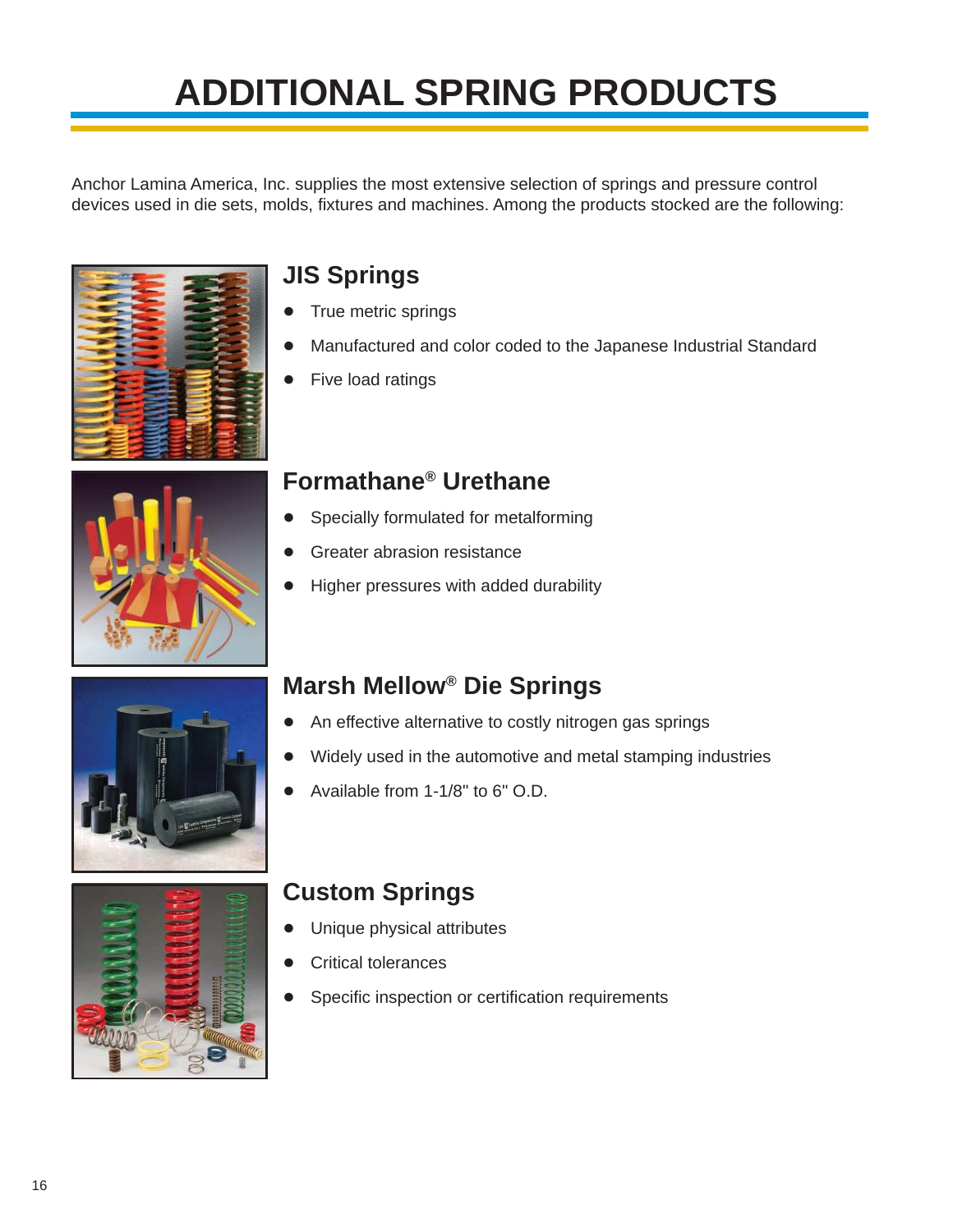# ADDITIONAL SPRING PRODUCTS

Anchor Lamina America, Inc. supplies the most extensive selection of springs and pressure control devices used in die sets, molds, fixtures and machines. Among the products stocked are the following:

## JIS Springs

- True metric springs
- Manufactured and color coded to the Japanese Industrial Standard
- Five load ratings

## Formathane® Urethane

- Specially formulated for metalforming
- Greater abrasion resistance
- Higher pressures with added durability

## Marsh Mellow® Die Springs

- An effective alternative to costly nitrogen gas springs
- Widely used in the automotive and metal stamping industries
- Available from 1-1/8" to 6" O.D.

## Custom Springs

- Unique physical attributes
- Critical tolerances
- Specific inspection or certification requirements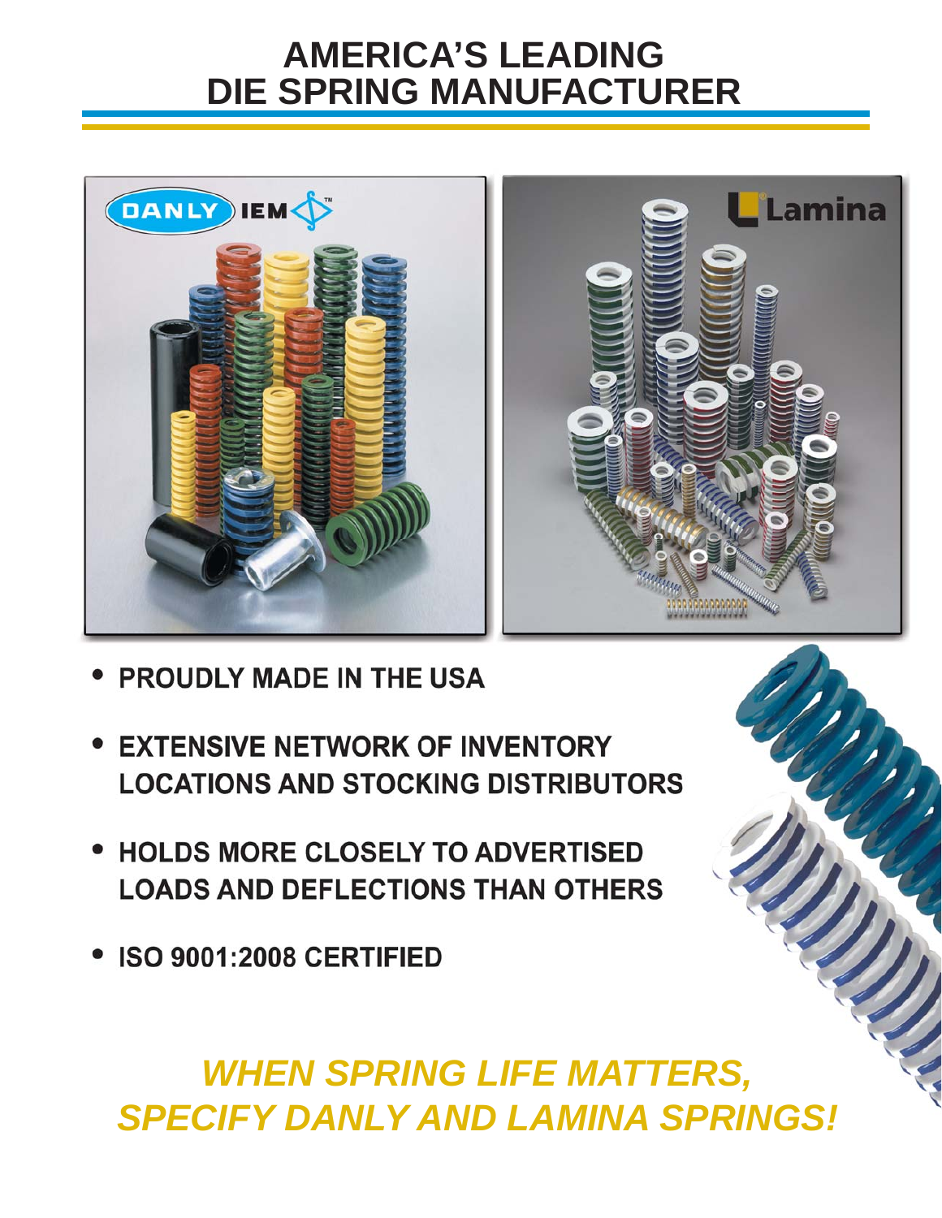# AMERICA'S LEADING DIE SPRING MANUFACTURER

- **PROUDLY MADE IN THE USA**
- **EXTENSIVE NETWORK OF INVENTORY LOCATIONS AND STOCKING DISTRIBUTORS**
- **HOLDS MORE CLOSELY TO ADVERTISED LOADS AND DEFLECTIONS THAN OTHERS**
- **ISO 9001:2008 CERTIFIED**

***WHEN SPRING LIFE MATTERS, SPECIFY DANLY AND LAMINA SPRINGS!***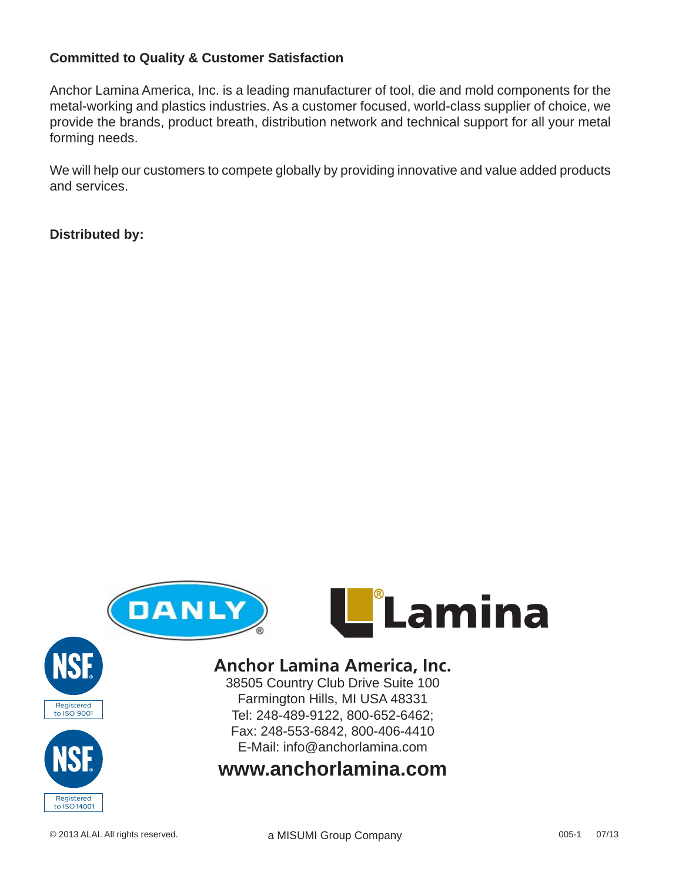**Committed to Quality & Customer Satisfaction**

Anchor Lamina America, Inc. is a leading manufacturer of tool, die and mold components for the metal-working and plastics industries. As a customer focused, world-class supplier of choice, we provide the brands, product breath, distribution network and technical support for all your metal forming needs.

We will help our customers to compete globally by providing innovative and value added products and services.

**Distributed by:**

DANLY®

Lamina®

NSF Registered to ISO 9001

NSF Registered to ISO 14001

**Anchor Lamina America, Inc.**
38505 Country Club Drive Suite 100
Farmington Hills, MI USA 48331
Tel: 248-489-9122, 800-652-6462;
Fax: 248-553-6842, 800-406-4410
E-Mail: info@anchorlamina.com

**www.anchorlamina.com**

© 2013 ALAI. All rights reserved.

a MISUMI Group Company

005-1 07/13